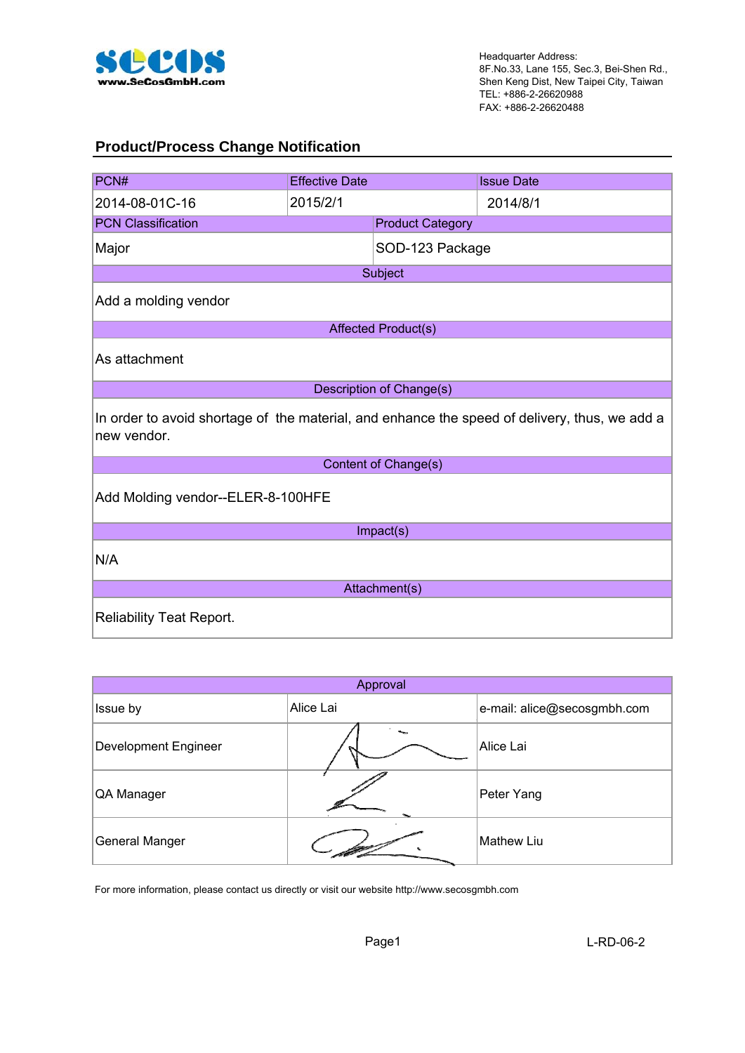www.SeCosGmbH.com

Headquarter Address:
8F.No.33, Lane 155, Sec.3, Bei-Shen Rd.,
Shen Keng Dist, New Taipei City, Taiwan
TEL: +886-2-26620988
FAX: +886-2-26620488

## Product/Process Change Notification

| PCN# | Effective Date | Issue Date |
|---|---|---|
| 2014-08-01C-16 | 2015/2/1 | 2014/8/1 |

| PCN Classification | Product Category |
|---|---|
| Major | SOD-123 Package |

**Subject**

Add a molding vendor

**Affected Product(s)**

As attachment

**Description of Change(s)**

In order to avoid shortage of the material, and enhance the speed of delivery, thus, we add a new vendor.

**Content of Change(s)**

Add Molding vendor--ELER-8-100HFE

**Impact(s)**

N/A

**Attachment(s)**

Reliability Teat Report.

| Approval | | |
|---|---|---|
| Issue by | Alice Lai | e-mail: alice@secosgmbh.com |
| Development Engineer | | Alice Lai |
| QA Manager | | Peter Yang |
| General Manger | | Mathew Liu |

For more information, please contact us directly or visit our website http://www.secosgmbh.com

L-RD-06-2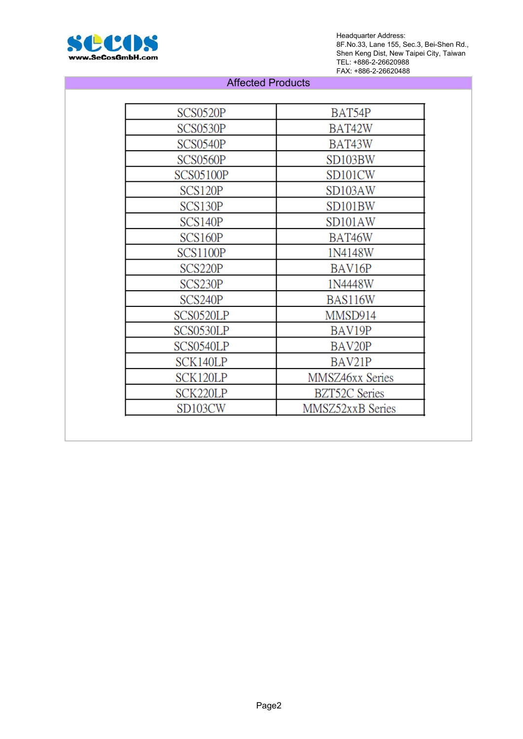## Affected Products

| | |
|---|---|
| SCS0520P | BAT54P |
| SCS0530P | BAT42W |
| SCS0540P | BAT43W |
| SCS0560P | SD103BW |
| SCS05100P | SD101CW |
| SCS120P | SD103AW |
| SCS130P | SD101BW |
| SCS140P | SD101AW |
| SCS160P | BAT46W |
| SCS1100P | 1N4148W |
| SCS220P | BAV16P |
| SCS230P | 1N4448W |
| SCS240P | BAS116W |
| SCS0520LP | MMSD914 |
| SCS0530LP | BAV19P |
| SCS0540LP | BAV20P |
| SCK140LP | BAV21P |
| SCK120LP | MMSZ46xx Series |
| SCK220LP | BZT52C Series |
| SD103CW | MMSZ52xxB Series |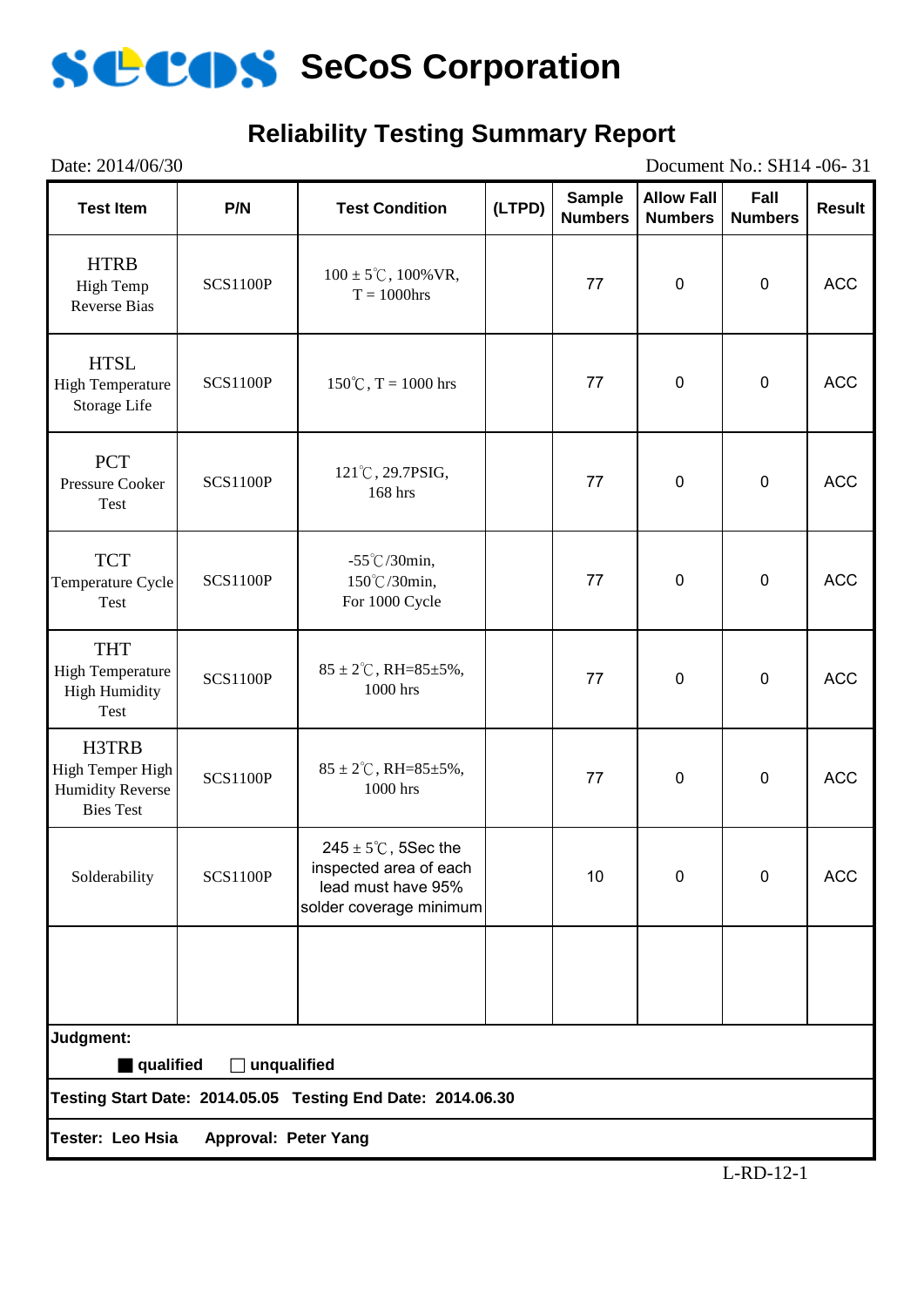# SeCoS Corporation

## Reliability Testing Summary Report

Date: 2014/06/30 Document No.: SH14 -06- 31

| Test Item | P/N | Test Condition | (LTPD) | Sample Numbers | Allow Fall Numbers | Fall Numbers | Result |
|---|---|---|---|---|---|---|---|
| HTRB High Temp Reverse Bias | SCS1100P | 100 ± 5℃, 100%VR, T = 1000hrs | | 77 | 0 | 0 | ACC |
| HTSL High Temperature Storage Life | SCS1100P | 150℃, T = 1000 hrs | | 77 | 0 | 0 | ACC |
| PCT Pressure Cooker Test | SCS1100P | 121℃, 29.7PSIG, 168 hrs | | 77 | 0 | 0 | ACC |
| TCT Temperature Cycle Test | SCS1100P | -55℃/30min, 150℃/30min, For 1000 Cycle | | 77 | 0 | 0 | ACC |
| THT High Temperature High Humidity Test | SCS1100P | 85 ± 2℃, RH=85±5%, 1000 hrs | | 77 | 0 | 0 | ACC |
| H3TRB High Temper High Humidity Reverse Bies Test | SCS1100P | 85 ± 2℃, RH=85±5%, 1000 hrs | | 77 | 0 | 0 | ACC |
| Solderability | SCS1100P | 245 ± 5℃, 5Sec the inspected area of each lead must have 95% solder coverage minimum | | 10 | 0 | 0 | ACC |
| | | | | | | | |

**Judgment:**

■ **qualified** ☐ **unqualified**

**Testing Start Date: 2014.05.05 Testing End Date: 2014.06.30**

**Tester: Leo Hsia Approval: Peter Yang**

L-RD-12-1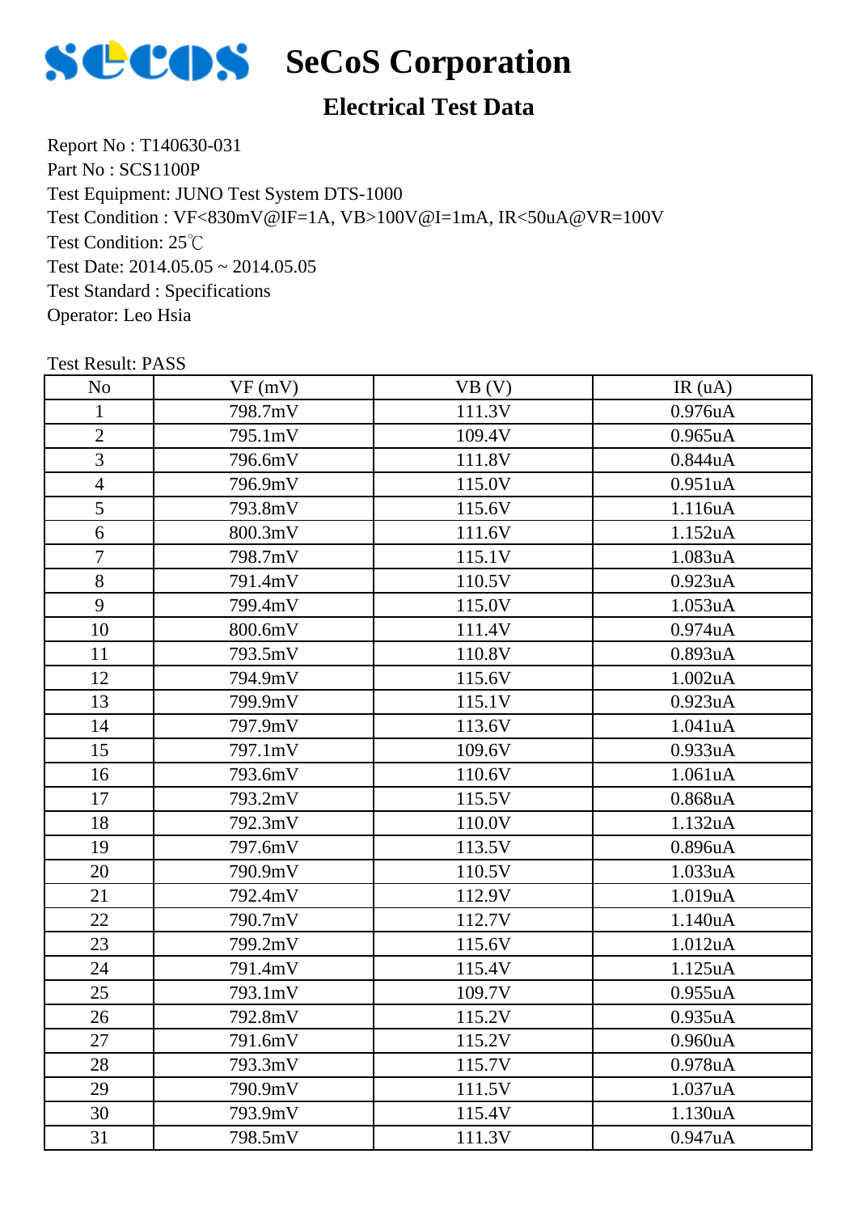# SeCoS Corporation

## Electrical Test Data

Report No : T140630-031
Part No : SCS1100P
Test Equipment: JUNO Test System DTS-1000
Test Condition : VF<830mV@IF=1A, VB>100V@I=1mA, IR<50uA@VR=100V
Test Condition: 25℃
Test Date: 2014.05.05 ~ 2014.05.05
Test Standard : Specifications
Operator: Leo Hsia

Test Result: PASS

| No | VF (mV) | VB (V) | IR (uA) |
|---|---|---|---|
| 1 | 798.7mV | 111.3V | 0.976uA |
| 2 | 795.1mV | 109.4V | 0.965uA |
| 3 | 796.6mV | 111.8V | 0.844uA |
| 4 | 796.9mV | 115.0V | 0.951uA |
| 5 | 793.8mV | 115.6V | 1.116uA |
| 6 | 800.3mV | 111.6V | 1.152uA |
| 7 | 798.7mV | 115.1V | 1.083uA |
| 8 | 791.4mV | 110.5V | 0.923uA |
| 9 | 799.4mV | 115.0V | 1.053uA |
| 10 | 800.6mV | 111.4V | 0.974uA |
| 11 | 793.5mV | 110.8V | 0.893uA |
| 12 | 794.9mV | 115.6V | 1.002uA |
| 13 | 799.9mV | 115.1V | 0.923uA |
| 14 | 797.9mV | 113.6V | 1.041uA |
| 15 | 797.1mV | 109.6V | 0.933uA |
| 16 | 793.6mV | 110.6V | 1.061uA |
| 17 | 793.2mV | 115.5V | 0.868uA |
| 18 | 792.3mV | 110.0V | 1.132uA |
| 19 | 797.6mV | 113.5V | 0.896uA |
| 20 | 790.9mV | 110.5V | 1.033uA |
| 21 | 792.4mV | 112.9V | 1.019uA |
| 22 | 790.7mV | 112.7V | 1.140uA |
| 23 | 799.2mV | 115.6V | 1.012uA |
| 24 | 791.4mV | 115.4V | 1.125uA |
| 25 | 793.1mV | 109.7V | 0.955uA |
| 26 | 792.8mV | 115.2V | 0.935uA |
| 27 | 791.6mV | 115.2V | 0.960uA |
| 28 | 793.3mV | 115.7V | 0.978uA |
| 29 | 790.9mV | 111.5V | 1.037uA |
| 30 | 793.9mV | 115.4V | 1.130uA |
| 31 | 798.5mV | 111.3V | 0.947uA |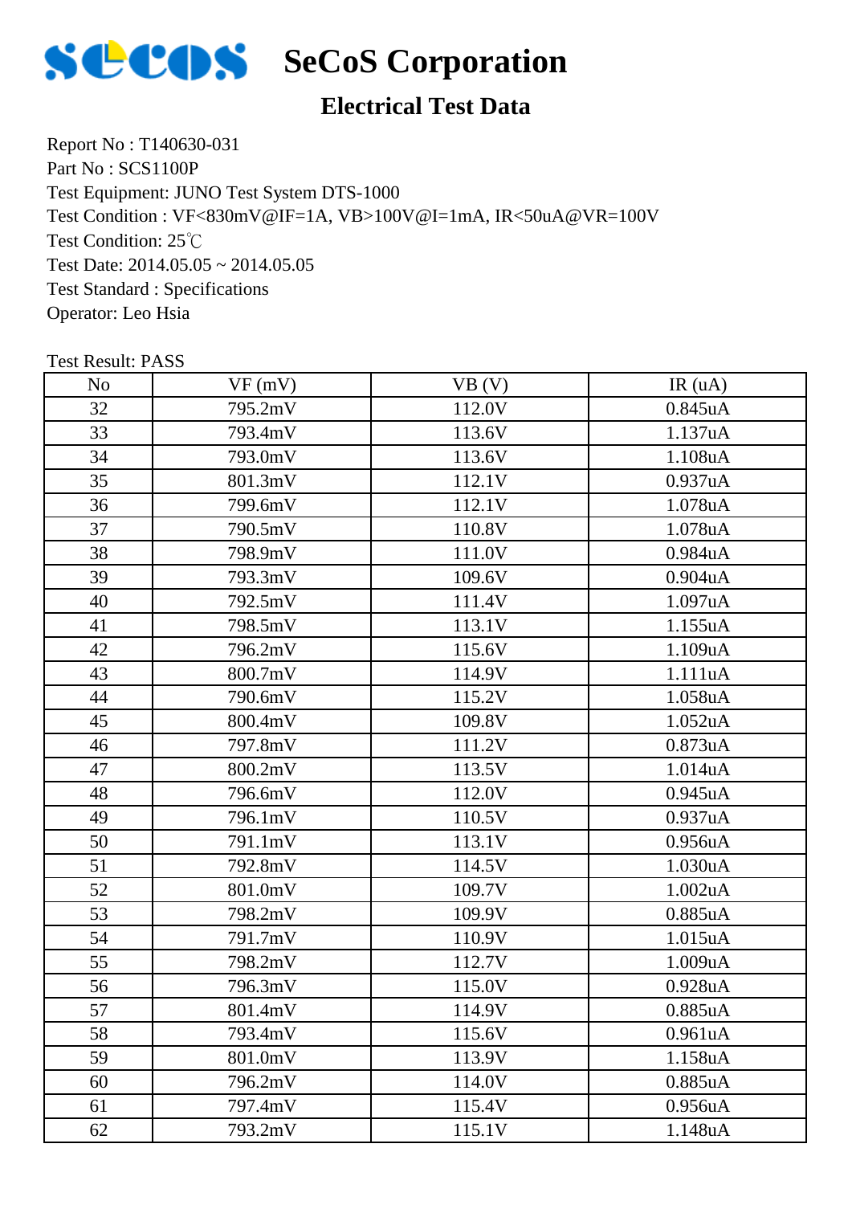# SeCoS Corporation

## Electrical Test Data

Report No : T140630-031
Part No : SCS1100P
Test Equipment: JUNO Test System DTS-1000
Test Condition : VF<830mV@IF=1A, VB>100V@I=1mA, IR<50uA@VR=100V
Test Condition: 25℃
Test Date: 2014.05.05 ~ 2014.05.05
Test Standard : Specifications
Operator: Leo Hsia

Test Result: PASS

| No | VF (mV) | VB (V) | IR (uA) |
|---|---|---|---|
| 32 | 795.2mV | 112.0V | 0.845uA |
| 33 | 793.4mV | 113.6V | 1.137uA |
| 34 | 793.0mV | 113.6V | 1.108uA |
| 35 | 801.3mV | 112.1V | 0.937uA |
| 36 | 799.6mV | 112.1V | 1.078uA |
| 37 | 790.5mV | 110.8V | 1.078uA |
| 38 | 798.9mV | 111.0V | 0.984uA |
| 39 | 793.3mV | 109.6V | 0.904uA |
| 40 | 792.5mV | 111.4V | 1.097uA |
| 41 | 798.5mV | 113.1V | 1.155uA |
| 42 | 796.2mV | 115.6V | 1.109uA |
| 43 | 800.7mV | 114.9V | 1.111uA |
| 44 | 790.6mV | 115.2V | 1.058uA |
| 45 | 800.4mV | 109.8V | 1.052uA |
| 46 | 797.8mV | 111.2V | 0.873uA |
| 47 | 800.2mV | 113.5V | 1.014uA |
| 48 | 796.6mV | 112.0V | 0.945uA |
| 49 | 796.1mV | 110.5V | 0.937uA |
| 50 | 791.1mV | 113.1V | 0.956uA |
| 51 | 792.8mV | 114.5V | 1.030uA |
| 52 | 801.0mV | 109.7V | 1.002uA |
| 53 | 798.2mV | 109.9V | 0.885uA |
| 54 | 791.7mV | 110.9V | 1.015uA |
| 55 | 798.2mV | 112.7V | 1.009uA |
| 56 | 796.3mV | 115.0V | 0.928uA |
| 57 | 801.4mV | 114.9V | 0.885uA |
| 58 | 793.4mV | 115.6V | 0.961uA |
| 59 | 801.0mV | 113.9V | 1.158uA |
| 60 | 796.2mV | 114.0V | 0.885uA |
| 61 | 797.4mV | 115.4V | 0.956uA |
| 62 | 793.2mV | 115.1V | 1.148uA |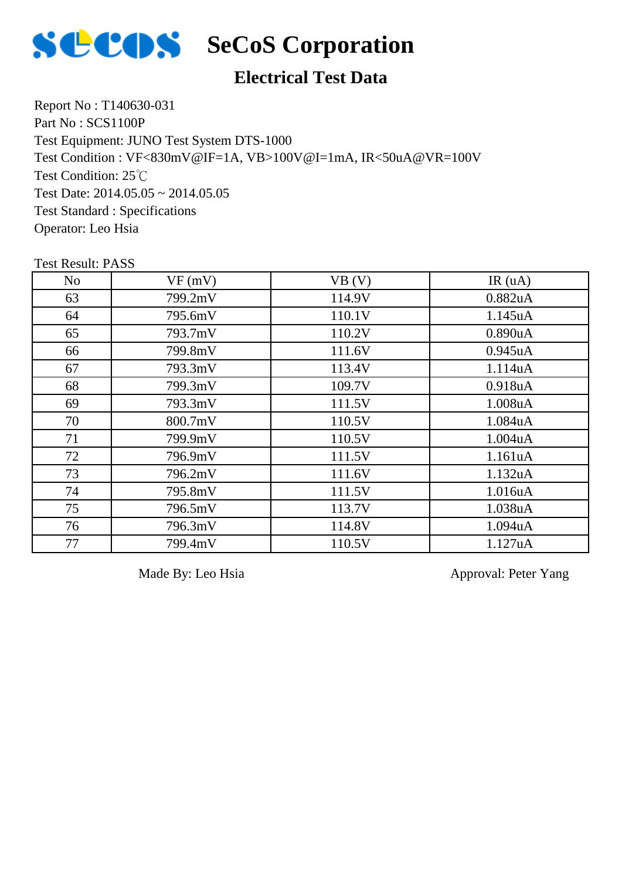# SeCoS Corporation

## Electrical Test Data

Report No : T140630-031
Part No : SCS1100P
Test Equipment: JUNO Test System DTS-1000
Test Condition : VF<830mV@IF=1A, VB>100V@I=1mA, IR<50uA@VR=100V
Test Condition: 25℃
Test Date: 2014.05.05 ~ 2014.05.05
Test Standard : Specifications
Operator: Leo Hsia

Test Result: PASS

| No | VF (mV) | VB (V) | IR (uA) |
|---|---|---|---|
| 63 | 799.2mV | 114.9V | 0.882uA |
| 64 | 795.6mV | 110.1V | 1.145uA |
| 65 | 793.7mV | 110.2V | 0.890uA |
| 66 | 799.8mV | 111.6V | 0.945uA |
| 67 | 793.3mV | 113.4V | 1.114uA |
| 68 | 799.3mV | 109.7V | 0.918uA |
| 69 | 793.3mV | 111.5V | 1.008uA |
| 70 | 800.7mV | 110.5V | 1.084uA |
| 71 | 799.9mV | 110.5V | 1.004uA |
| 72 | 796.9mV | 111.5V | 1.161uA |
| 73 | 796.2mV | 111.6V | 1.132uA |
| 74 | 795.8mV | 111.5V | 1.016uA |
| 75 | 796.5mV | 113.7V | 1.038uA |
| 76 | 796.3mV | 114.8V | 1.094uA |
| 77 | 799.4mV | 110.5V | 1.127uA |

Made By: Leo Hsia　　　　Approval: Peter Yang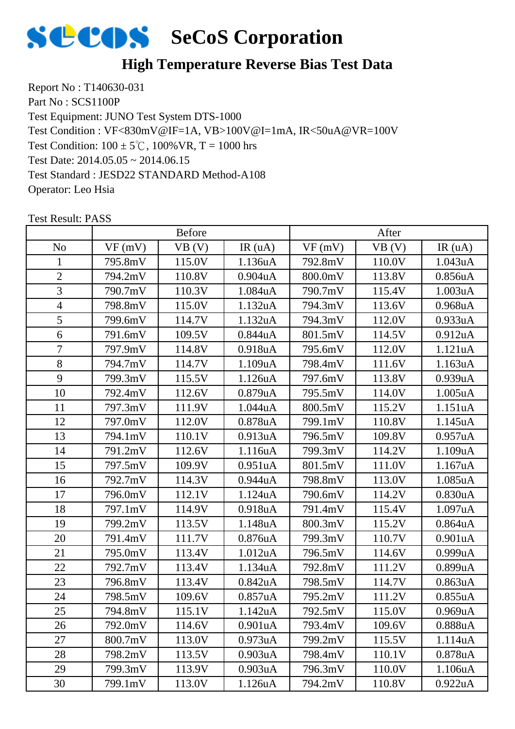# SeCoS Corporation

## High Temperature Reverse Bias Test Data

Report No : T140630-031
Part No : SCS1100P
Test Equipment: JUNO Test System DTS-1000
Test Condition : VF<830mV@IF=1A, VB>100V@I=1mA, IR<50uA@VR=100V
Test Condition: 100 ± 5℃, 100%VR, T = 1000 hrs
Test Date: 2014.05.05 ~ 2014.06.15
Test Standard : JESD22 STANDARD Method-A108
Operator: Leo Hsia

Test Result: PASS

| | Before | | | After | | |
|---|---|---|---|---|---|---|
| No | VF (mV) | VB (V) | IR (uA) | VF (mV) | VB (V) | IR (uA) |
| 1 | 795.8mV | 115.0V | 1.136uA | 792.8mV | 110.0V | 1.043uA |
| 2 | 794.2mV | 110.8V | 0.904uA | 800.0mV | 113.8V | 0.856uA |
| 3 | 790.7mV | 110.3V | 1.084uA | 790.7mV | 115.4V | 1.003uA |
| 4 | 798.8mV | 115.0V | 1.132uA | 794.3mV | 113.6V | 0.968uA |
| 5 | 799.6mV | 114.7V | 1.132uA | 794.3mV | 112.0V | 0.933uA |
| 6 | 791.6mV | 109.5V | 0.844uA | 801.5mV | 114.5V | 0.912uA |
| 7 | 797.9mV | 114.8V | 0.918uA | 795.6mV | 112.0V | 1.121uA |
| 8 | 794.7mV | 114.7V | 1.109uA | 798.4mV | 111.6V | 1.163uA |
| 9 | 799.3mV | 115.5V | 1.126uA | 797.6mV | 113.8V | 0.939uA |
| 10 | 792.4mV | 112.6V | 0.879uA | 795.5mV | 114.0V | 1.005uA |
| 11 | 797.3mV | 111.9V | 1.044uA | 800.5mV | 115.2V | 1.151uA |
| 12 | 797.0mV | 112.0V | 0.878uA | 799.1mV | 110.8V | 1.145uA |
| 13 | 794.1mV | 110.1V | 0.913uA | 796.5mV | 109.8V | 0.957uA |
| 14 | 791.2mV | 112.6V | 1.116uA | 799.3mV | 114.2V | 1.109uA |
| 15 | 797.5mV | 109.9V | 0.951uA | 801.5mV | 111.0V | 1.167uA |
| 16 | 792.7mV | 114.3V | 0.944uA | 798.8mV | 113.0V | 1.085uA |
| 17 | 796.0mV | 112.1V | 1.124uA | 790.6mV | 114.2V | 0.830uA |
| 18 | 797.1mV | 114.9V | 0.918uA | 791.4mV | 115.4V | 1.097uA |
| 19 | 799.2mV | 113.5V | 1.148uA | 800.3mV | 115.2V | 0.864uA |
| 20 | 791.4mV | 111.7V | 0.876uA | 799.3mV | 110.7V | 0.901uA |
| 21 | 795.0mV | 113.4V | 1.012uA | 796.5mV | 114.6V | 0.999uA |
| 22 | 792.7mV | 113.4V | 1.134uA | 792.8mV | 111.2V | 0.899uA |
| 23 | 796.8mV | 113.4V | 0.842uA | 798.5mV | 114.7V | 0.863uA |
| 24 | 798.5mV | 109.6V | 0.857uA | 795.2mV | 111.2V | 0.855uA |
| 25 | 794.8mV | 115.1V | 1.142uA | 792.5mV | 115.0V | 0.969uA |
| 26 | 792.0mV | 114.6V | 0.901uA | 793.4mV | 109.6V | 0.888uA |
| 27 | 800.7mV | 113.0V | 0.973uA | 799.2mV | 115.5V | 1.114uA |
| 28 | 798.2mV | 113.5V | 0.903uA | 798.4mV | 110.1V | 0.878uA |
| 29 | 799.3mV | 113.9V | 0.903uA | 796.3mV | 110.0V | 1.106uA |
| 30 | 799.1mV | 113.0V | 1.126uA | 794.2mV | 110.8V | 0.922uA |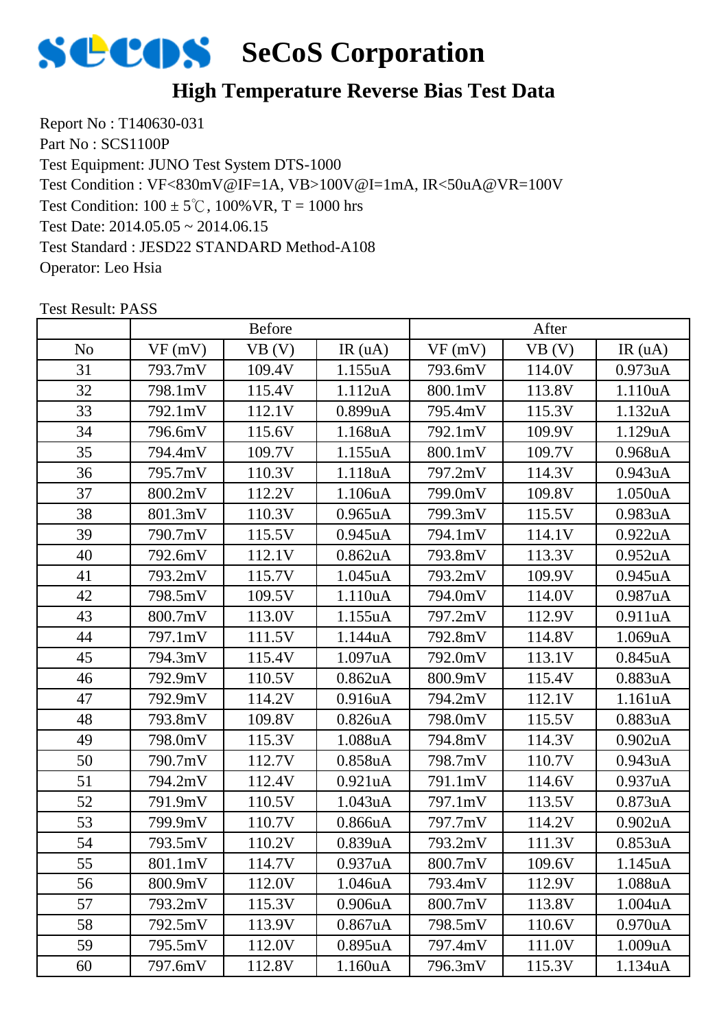# SeCoS Corporation

## High Temperature Reverse Bias Test Data

Report No : T140630-031
Part No : SCS1100P
Test Equipment: JUNO Test System DTS-1000
Test Condition : VF<830mV@IF=1A, VB>100V@I=1mA, IR<50uA@VR=100V
Test Condition: 100 ± 5℃, 100%VR, T = 1000 hrs
Test Date: 2014.05.05 ~ 2014.06.15
Test Standard : JESD22 STANDARD Method-A108
Operator: Leo Hsia

Test Result: PASS

| | Before | | | After | | |
|---|---|---|---|---|---|---|
| No | VF (mV) | VB (V) | IR (uA) | VF (mV) | VB (V) | IR (uA) |
| 31 | 793.7mV | 109.4V | 1.155uA | 793.6mV | 114.0V | 0.973uA |
| 32 | 798.1mV | 115.4V | 1.112uA | 800.1mV | 113.8V | 1.110uA |
| 33 | 792.1mV | 112.1V | 0.899uA | 795.4mV | 115.3V | 1.132uA |
| 34 | 796.6mV | 115.6V | 1.168uA | 792.1mV | 109.9V | 1.129uA |
| 35 | 794.4mV | 109.7V | 1.155uA | 800.1mV | 109.7V | 0.968uA |
| 36 | 795.7mV | 110.3V | 1.118uA | 797.2mV | 114.3V | 0.943uA |
| 37 | 800.2mV | 112.2V | 1.106uA | 799.0mV | 109.8V | 1.050uA |
| 38 | 801.3mV | 110.3V | 0.965uA | 799.3mV | 115.5V | 0.983uA |
| 39 | 790.7mV | 115.5V | 0.945uA | 794.1mV | 114.1V | 0.922uA |
| 40 | 792.6mV | 112.1V | 0.862uA | 793.8mV | 113.3V | 0.952uA |
| 41 | 793.2mV | 115.7V | 1.045uA | 793.2mV | 109.9V | 0.945uA |
| 42 | 798.5mV | 109.5V | 1.110uA | 794.0mV | 114.0V | 0.987uA |
| 43 | 800.7mV | 113.0V | 1.155uA | 797.2mV | 112.9V | 0.911uA |
| 44 | 797.1mV | 111.5V | 1.144uA | 792.8mV | 114.8V | 1.069uA |
| 45 | 794.3mV | 115.4V | 1.097uA | 792.0mV | 113.1V | 0.845uA |
| 46 | 792.9mV | 110.5V | 0.862uA | 800.9mV | 115.4V | 0.883uA |
| 47 | 792.9mV | 114.2V | 0.916uA | 794.2mV | 112.1V | 1.161uA |
| 48 | 793.8mV | 109.8V | 0.826uA | 798.0mV | 115.5V | 0.883uA |
| 49 | 798.0mV | 115.3V | 1.088uA | 794.8mV | 114.3V | 0.902uA |
| 50 | 790.7mV | 112.7V | 0.858uA | 798.7mV | 110.7V | 0.943uA |
| 51 | 794.2mV | 112.4V | 0.921uA | 791.1mV | 114.6V | 0.937uA |
| 52 | 791.9mV | 110.5V | 1.043uA | 797.1mV | 113.5V | 0.873uA |
| 53 | 799.9mV | 110.7V | 0.866uA | 797.7mV | 114.2V | 0.902uA |
| 54 | 793.5mV | 110.2V | 0.839uA | 793.2mV | 111.3V | 0.853uA |
| 55 | 801.1mV | 114.7V | 0.937uA | 800.7mV | 109.6V | 1.145uA |
| 56 | 800.9mV | 112.0V | 1.046uA | 793.4mV | 112.9V | 1.088uA |
| 57 | 793.2mV | 115.3V | 0.906uA | 800.7mV | 113.8V | 1.004uA |
| 58 | 792.5mV | 113.9V | 0.867uA | 798.5mV | 110.6V | 0.970uA |
| 59 | 795.5mV | 112.0V | 0.895uA | 797.4mV | 111.0V | 1.009uA |
| 60 | 797.6mV | 112.8V | 1.160uA | 796.3mV | 115.3V | 1.134uA |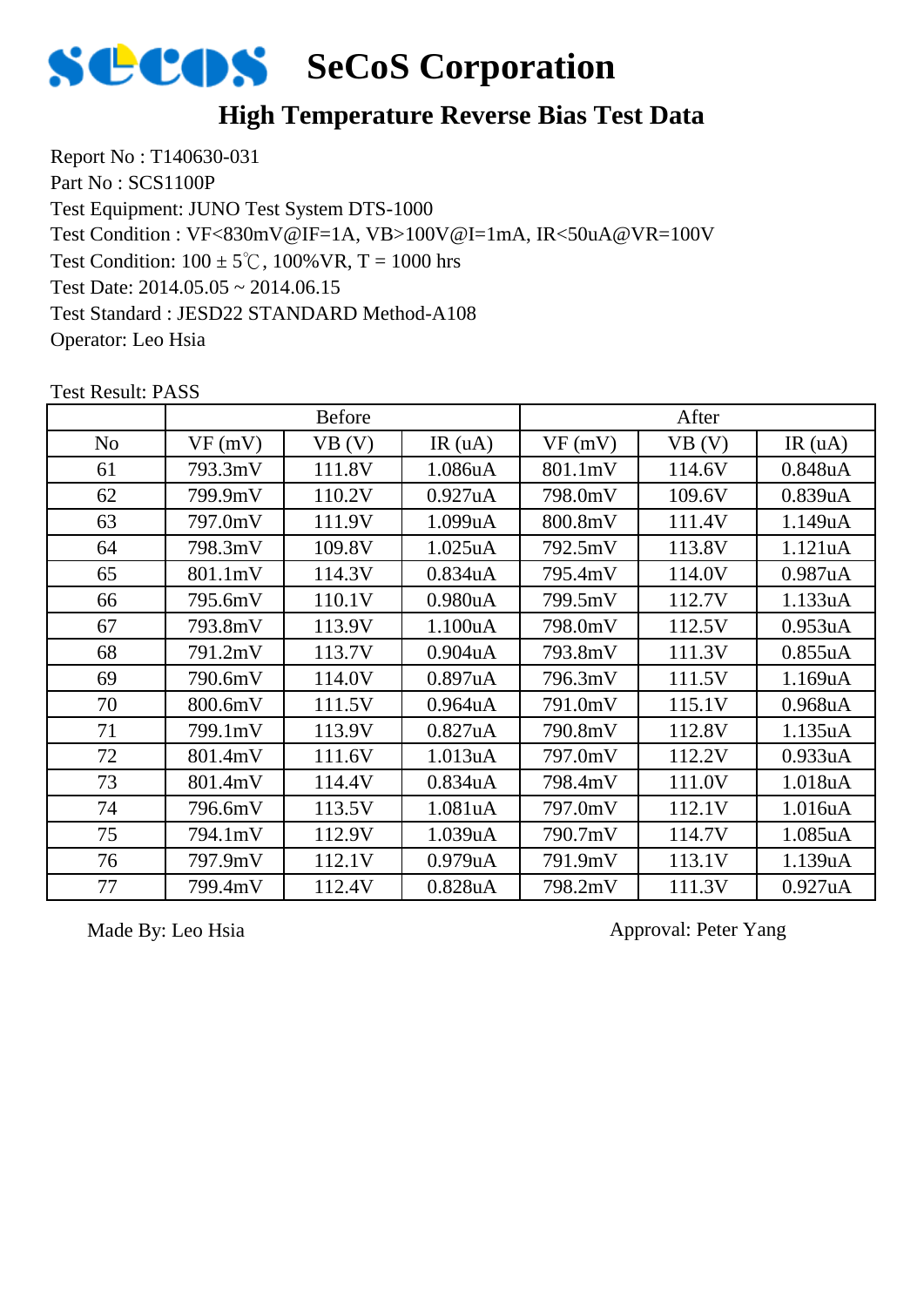# SeCoS Corporation

## High Temperature Reverse Bias Test Data

Report No : T140630-031
Part No : SCS1100P
Test Equipment: JUNO Test System DTS-1000
Test Condition : VF<830mV@IF=1A, VB>100V@I=1mA, IR<50uA@VR=100V
Test Condition: 100 ± 5℃, 100%VR, T = 1000 hrs
Test Date: 2014.05.05 ~ 2014.06.15
Test Standard : JESD22 STANDARD Method-A108
Operator: Leo Hsia

Test Result: PASS

| | Before | | | After | | |
|---|---|---|---|---|---|---|
| No | VF (mV) | VB (V) | IR (uA) | VF (mV) | VB (V) | IR (uA) |
| 61 | 793.3mV | 111.8V | 1.086uA | 801.1mV | 114.6V | 0.848uA |
| 62 | 799.9mV | 110.2V | 0.927uA | 798.0mV | 109.6V | 0.839uA |
| 63 | 797.0mV | 111.9V | 1.099uA | 800.8mV | 111.4V | 1.149uA |
| 64 | 798.3mV | 109.8V | 1.025uA | 792.5mV | 113.8V | 1.121uA |
| 65 | 801.1mV | 114.3V | 0.834uA | 795.4mV | 114.0V | 0.987uA |
| 66 | 795.6mV | 110.1V | 0.980uA | 799.5mV | 112.7V | 1.133uA |
| 67 | 793.8mV | 113.9V | 1.100uA | 798.0mV | 112.5V | 0.953uA |
| 68 | 791.2mV | 113.7V | 0.904uA | 793.8mV | 111.3V | 0.855uA |
| 69 | 790.6mV | 114.0V | 0.897uA | 796.3mV | 111.5V | 1.169uA |
| 70 | 800.6mV | 111.5V | 0.964uA | 791.0mV | 115.1V | 0.968uA |
| 71 | 799.1mV | 113.9V | 0.827uA | 790.8mV | 112.8V | 1.135uA |
| 72 | 801.4mV | 111.6V | 1.013uA | 797.0mV | 112.2V | 0.933uA |
| 73 | 801.4mV | 114.4V | 0.834uA | 798.4mV | 111.0V | 1.018uA |
| 74 | 796.6mV | 113.5V | 1.081uA | 797.0mV | 112.1V | 1.016uA |
| 75 | 794.1mV | 112.9V | 1.039uA | 790.7mV | 114.7V | 1.085uA |
| 76 | 797.9mV | 112.1V | 0.979uA | 791.9mV | 113.1V | 1.139uA |
| 77 | 799.4mV | 112.4V | 0.828uA | 798.2mV | 111.3V | 0.927uA |

Made By: Leo Hsia

Approval: Peter Yang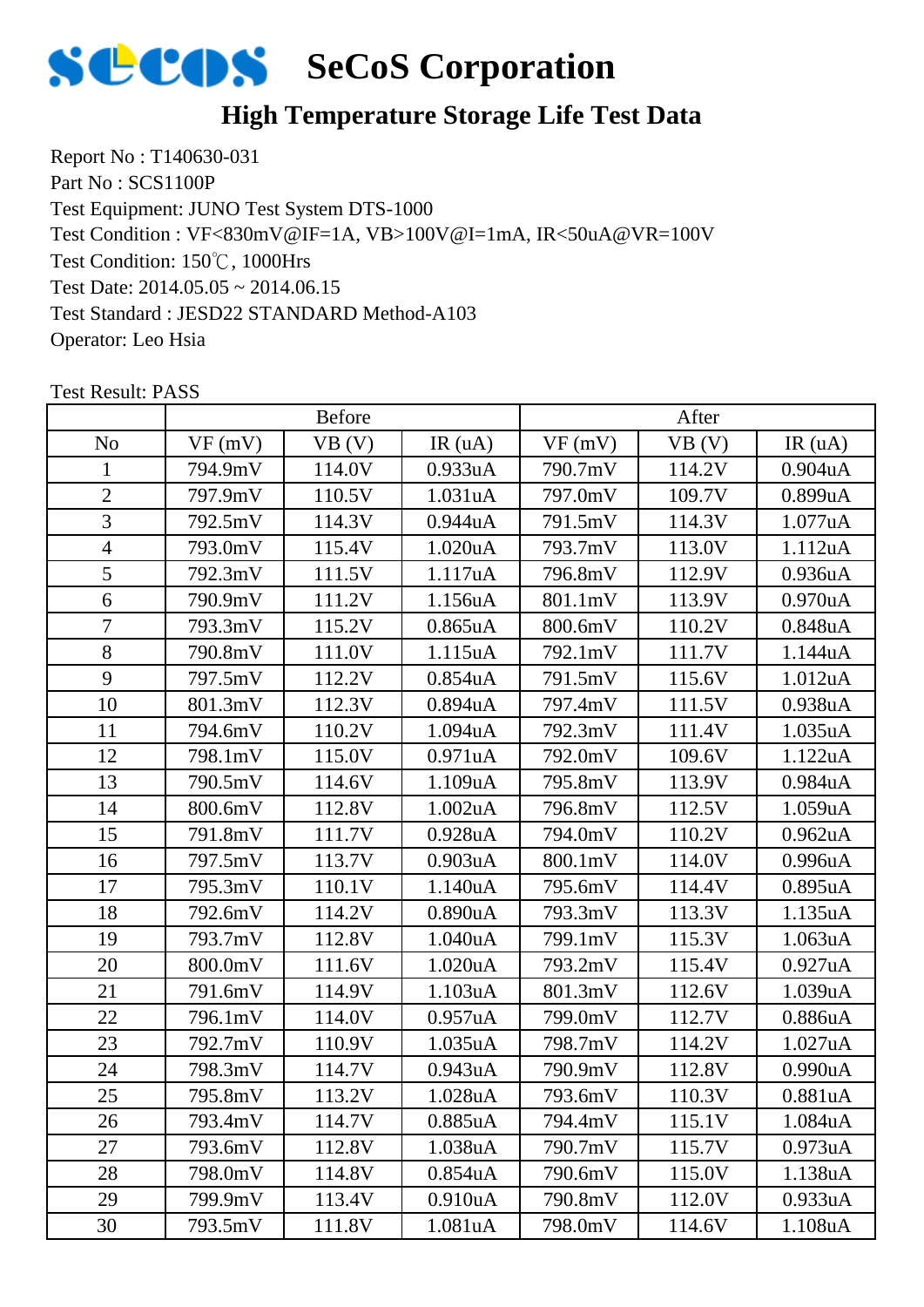# SeCoS Corporation

## High Temperature Storage Life Test Data

Report No : T140630-031
Part No : SCS1100P
Test Equipment: JUNO Test System DTS-1000
Test Condition : VF<830mV@IF=1A, VB>100V@I=1mA, IR<50uA@VR=100V
Test Condition: 150℃, 1000Hrs
Test Date: 2014.05.05 ~ 2014.06.15
Test Standard : JESD22 STANDARD Method-A103
Operator: Leo Hsia

Test Result: PASS

| | Before | | | After | | |
|---|---|---|---|---|---|---|
| No | VF (mV) | VB (V) | IR (uA) | VF (mV) | VB (V) | IR (uA) |
| 1 | 794.9mV | 114.0V | 0.933uA | 790.7mV | 114.2V | 0.904uA |
| 2 | 797.9mV | 110.5V | 1.031uA | 797.0mV | 109.7V | 0.899uA |
| 3 | 792.5mV | 114.3V | 0.944uA | 791.5mV | 114.3V | 1.077uA |
| 4 | 793.0mV | 115.4V | 1.020uA | 793.7mV | 113.0V | 1.112uA |
| 5 | 792.3mV | 111.5V | 1.117uA | 796.8mV | 112.9V | 0.936uA |
| 6 | 790.9mV | 111.2V | 1.156uA | 801.1mV | 113.9V | 0.970uA |
| 7 | 793.3mV | 115.2V | 0.865uA | 800.6mV | 110.2V | 0.848uA |
| 8 | 790.8mV | 111.0V | 1.115uA | 792.1mV | 111.7V | 1.144uA |
| 9 | 797.5mV | 112.2V | 0.854uA | 791.5mV | 115.6V | 1.012uA |
| 10 | 801.3mV | 112.3V | 0.894uA | 797.4mV | 111.5V | 0.938uA |
| 11 | 794.6mV | 110.2V | 1.094uA | 792.3mV | 111.4V | 1.035uA |
| 12 | 798.1mV | 115.0V | 0.971uA | 792.0mV | 109.6V | 1.122uA |
| 13 | 790.5mV | 114.6V | 1.109uA | 795.8mV | 113.9V | 0.984uA |
| 14 | 800.6mV | 112.8V | 1.002uA | 796.8mV | 112.5V | 1.059uA |
| 15 | 791.8mV | 111.7V | 0.928uA | 794.0mV | 110.2V | 0.962uA |
| 16 | 797.5mV | 113.7V | 0.903uA | 800.1mV | 114.0V | 0.996uA |
| 17 | 795.3mV | 110.1V | 1.140uA | 795.6mV | 114.4V | 0.895uA |
| 18 | 792.6mV | 114.2V | 0.890uA | 793.3mV | 113.3V | 1.135uA |
| 19 | 793.7mV | 112.8V | 1.040uA | 799.1mV | 115.3V | 1.063uA |
| 20 | 800.0mV | 111.6V | 1.020uA | 793.2mV | 115.4V | 0.927uA |
| 21 | 791.6mV | 114.9V | 1.103uA | 801.3mV | 112.6V | 1.039uA |
| 22 | 796.1mV | 114.0V | 0.957uA | 799.0mV | 112.7V | 0.886uA |
| 23 | 792.7mV | 110.9V | 1.035uA | 798.7mV | 114.2V | 1.027uA |
| 24 | 798.3mV | 114.7V | 0.943uA | 790.9mV | 112.8V | 0.990uA |
| 25 | 795.8mV | 113.2V | 1.028uA | 793.6mV | 110.3V | 0.881uA |
| 26 | 793.4mV | 114.7V | 0.885uA | 794.4mV | 115.1V | 1.084uA |
| 27 | 793.6mV | 112.8V | 1.038uA | 790.7mV | 115.7V | 0.973uA |
| 28 | 798.0mV | 114.8V | 0.854uA | 790.6mV | 115.0V | 1.138uA |
| 29 | 799.9mV | 113.4V | 0.910uA | 790.8mV | 112.0V | 0.933uA |
| 30 | 793.5mV | 111.8V | 1.081uA | 798.0mV | 114.6V | 1.108uA |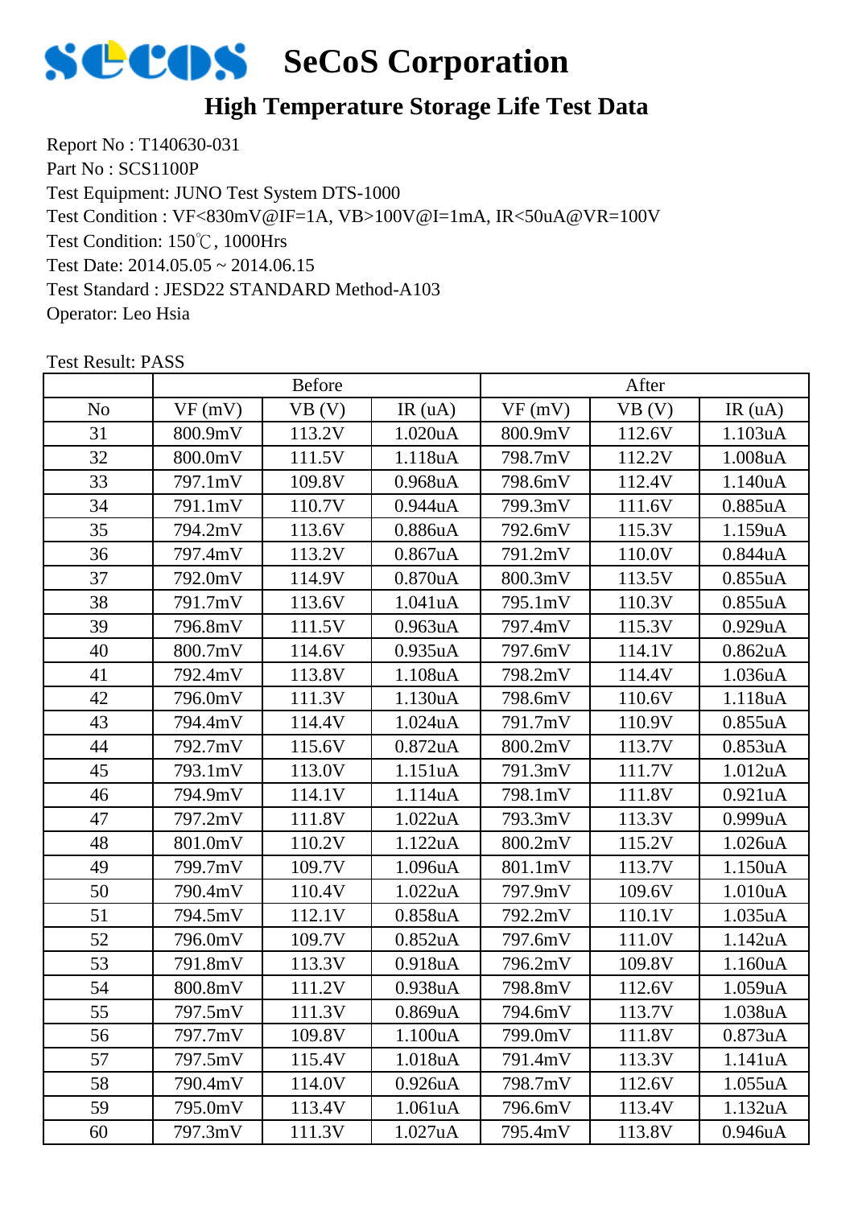# SeCoS Corporation

## High Temperature Storage Life Test Data

Report No : T140630-031
Part No : SCS1100P
Test Equipment: JUNO Test System DTS-1000
Test Condition : VF<830mV@IF=1A, VB>100V@I=1mA, IR<50uA@VR=100V
Test Condition: 150℃, 1000Hrs
Test Date: 2014.05.05 ~ 2014.06.15
Test Standard : JESD22 STANDARD Method-A103
Operator: Leo Hsia

Test Result: PASS

| | Before | | | After | | |
|---|---|---|---|---|---|---|
| No | VF (mV) | VB (V) | IR (uA) | VF (mV) | VB (V) | IR (uA) |
| 31 | 800.9mV | 113.2V | 1.020uA | 800.9mV | 112.6V | 1.103uA |
| 32 | 800.0mV | 111.5V | 1.118uA | 798.7mV | 112.2V | 1.008uA |
| 33 | 797.1mV | 109.8V | 0.968uA | 798.6mV | 112.4V | 1.140uA |
| 34 | 791.1mV | 110.7V | 0.944uA | 799.3mV | 111.6V | 0.885uA |
| 35 | 794.2mV | 113.6V | 0.886uA | 792.6mV | 115.3V | 1.159uA |
| 36 | 797.4mV | 113.2V | 0.867uA | 791.2mV | 110.0V | 0.844uA |
| 37 | 792.0mV | 114.9V | 0.870uA | 800.3mV | 113.5V | 0.855uA |
| 38 | 791.7mV | 113.6V | 1.041uA | 795.1mV | 110.3V | 0.855uA |
| 39 | 796.8mV | 111.5V | 0.963uA | 797.4mV | 115.3V | 0.929uA |
| 40 | 800.7mV | 114.6V | 0.935uA | 797.6mV | 114.1V | 0.862uA |
| 41 | 792.4mV | 113.8V | 1.108uA | 798.2mV | 114.4V | 1.036uA |
| 42 | 796.0mV | 111.3V | 1.130uA | 798.6mV | 110.6V | 1.118uA |
| 43 | 794.4mV | 114.4V | 1.024uA | 791.7mV | 110.9V | 0.855uA |
| 44 | 792.7mV | 115.6V | 0.872uA | 800.2mV | 113.7V | 0.853uA |
| 45 | 793.1mV | 113.0V | 1.151uA | 791.3mV | 111.7V | 1.012uA |
| 46 | 794.9mV | 114.1V | 1.114uA | 798.1mV | 111.8V | 0.921uA |
| 47 | 797.2mV | 111.8V | 1.022uA | 793.3mV | 113.3V | 0.999uA |
| 48 | 801.0mV | 110.2V | 1.122uA | 800.2mV | 115.2V | 1.026uA |
| 49 | 799.7mV | 109.7V | 1.096uA | 801.1mV | 113.7V | 1.150uA |
| 50 | 790.4mV | 110.4V | 1.022uA | 797.9mV | 109.6V | 1.010uA |
| 51 | 794.5mV | 112.1V | 0.858uA | 792.2mV | 110.1V | 1.035uA |
| 52 | 796.0mV | 109.7V | 0.852uA | 797.6mV | 111.0V | 1.142uA |
| 53 | 791.8mV | 113.3V | 0.918uA | 796.2mV | 109.8V | 1.160uA |
| 54 | 800.8mV | 111.2V | 0.938uA | 798.8mV | 112.6V | 1.059uA |
| 55 | 797.5mV | 111.3V | 0.869uA | 794.6mV | 113.7V | 1.038uA |
| 56 | 797.7mV | 109.8V | 1.100uA | 799.0mV | 111.8V | 0.873uA |
| 57 | 797.5mV | 115.4V | 1.018uA | 791.4mV | 113.3V | 1.141uA |
| 58 | 790.4mV | 114.0V | 0.926uA | 798.7mV | 112.6V | 1.055uA |
| 59 | 795.0mV | 113.4V | 1.061uA | 796.6mV | 113.4V | 1.132uA |
| 60 | 797.3mV | 111.3V | 1.027uA | 795.4mV | 113.8V | 0.946uA |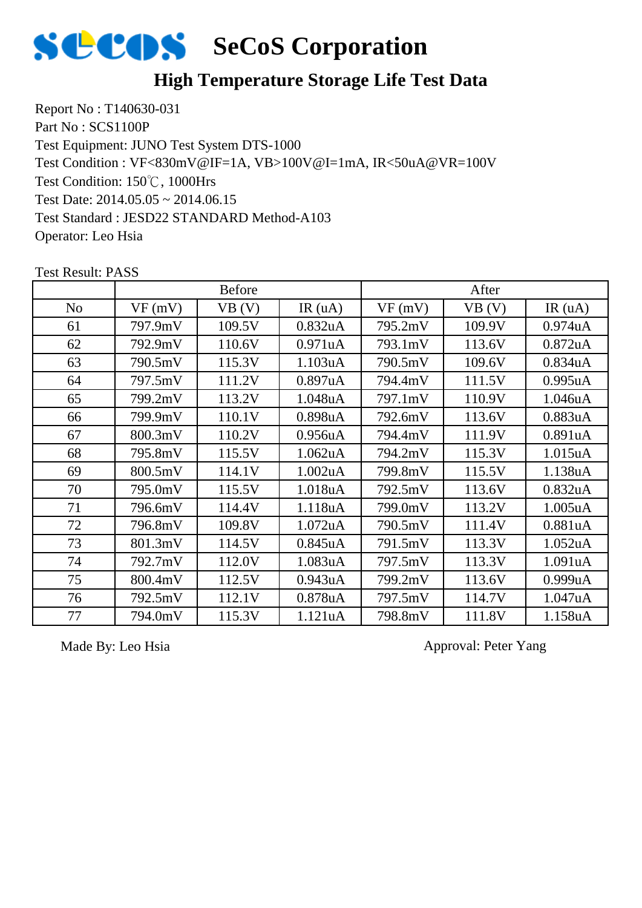# SeCoS Corporation

## High Temperature Storage Life Test Data

Report No : T140630-031
Part No : SCS1100P
Test Equipment: JUNO Test System DTS-1000
Test Condition : VF<830mV@IF=1A, VB>100V@I=1mA, IR<50uA@VR=100V
Test Condition: 150℃, 1000Hrs
Test Date: 2014.05.05 ~ 2014.06.15
Test Standard : JESD22 STANDARD Method-A103
Operator: Leo Hsia

Test Result: PASS

| | Before | | | After | | |
|---|---|---|---|---|---|---|
| No | VF (mV) | VB (V) | IR (uA) | VF (mV) | VB (V) | IR (uA) |
| 61 | 797.9mV | 109.5V | 0.832uA | 795.2mV | 109.9V | 0.974uA |
| 62 | 792.9mV | 110.6V | 0.971uA | 793.1mV | 113.6V | 0.872uA |
| 63 | 790.5mV | 115.3V | 1.103uA | 790.5mV | 109.6V | 0.834uA |
| 64 | 797.5mV | 111.2V | 0.897uA | 794.4mV | 111.5V | 0.995uA |
| 65 | 799.2mV | 113.2V | 1.048uA | 797.1mV | 110.9V | 1.046uA |
| 66 | 799.9mV | 110.1V | 0.898uA | 792.6mV | 113.6V | 0.883uA |
| 67 | 800.3mV | 110.2V | 0.956uA | 794.4mV | 111.9V | 0.891uA |
| 68 | 795.8mV | 115.5V | 1.062uA | 794.2mV | 115.3V | 1.015uA |
| 69 | 800.5mV | 114.1V | 1.002uA | 799.8mV | 115.5V | 1.138uA |
| 70 | 795.0mV | 115.5V | 1.018uA | 792.5mV | 113.6V | 0.832uA |
| 71 | 796.6mV | 114.4V | 1.118uA | 799.0mV | 113.2V | 1.005uA |
| 72 | 796.8mV | 109.8V | 1.072uA | 790.5mV | 111.4V | 0.881uA |
| 73 | 801.3mV | 114.5V | 0.845uA | 791.5mV | 113.3V | 1.052uA |
| 74 | 792.7mV | 112.0V | 1.083uA | 797.5mV | 113.3V | 1.091uA |
| 75 | 800.4mV | 112.5V | 0.943uA | 799.2mV | 113.6V | 0.999uA |
| 76 | 792.5mV | 112.1V | 0.878uA | 797.5mV | 114.7V | 1.047uA |
| 77 | 794.0mV | 115.3V | 1.121uA | 798.8mV | 111.8V | 1.158uA |

Made By: Leo Hsia

Approval: Peter Yang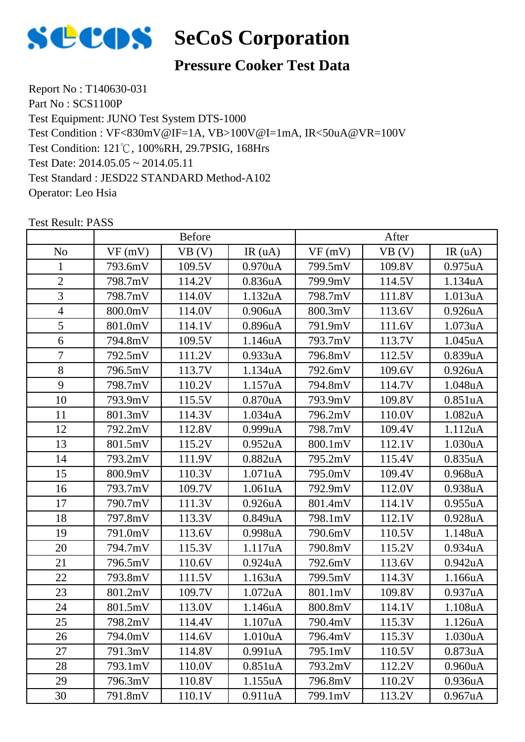# SeCoS Corporation

## Pressure Cooker Test Data

Report No : T140630-031
Part No : SCS1100P
Test Equipment: JUNO Test System DTS-1000
Test Condition : VF<830mV@IF=1A, VB>100V@I=1mA, IR<50uA@VR=100V
Test Condition: 121℃, 100%RH, 29.7PSIG, 168Hrs
Test Date: 2014.05.05 ~ 2014.05.11
Test Standard : JESD22 STANDARD Method-A102
Operator: Leo Hsia

Test Result: PASS

| | Before | | | After | | |
|---|---|---|---|---|---|---|
| No | VF (mV) | VB (V) | IR (uA) | VF (mV) | VB (V) | IR (uA) |
| 1 | 793.6mV | 109.5V | 0.970uA | 799.5mV | 109.8V | 0.975uA |
| 2 | 798.7mV | 114.2V | 0.836uA | 799.9mV | 114.5V | 1.134uA |
| 3 | 798.7mV | 114.0V | 1.132uA | 798.7mV | 111.8V | 1.013uA |
| 4 | 800.0mV | 114.0V | 0.906uA | 800.3mV | 113.6V | 0.926uA |
| 5 | 801.0mV | 114.1V | 0.896uA | 791.9mV | 111.6V | 1.073uA |
| 6 | 794.8mV | 109.5V | 1.146uA | 793.7mV | 113.7V | 1.045uA |
| 7 | 792.5mV | 111.2V | 0.933uA | 796.8mV | 112.5V | 0.839uA |
| 8 | 796.5mV | 113.7V | 1.134uA | 792.6mV | 109.6V | 0.926uA |
| 9 | 798.7mV | 110.2V | 1.157uA | 794.8mV | 114.7V | 1.048uA |
| 10 | 793.9mV | 115.5V | 0.870uA | 793.9mV | 109.8V | 0.851uA |
| 11 | 801.3mV | 114.3V | 1.034uA | 796.2mV | 110.0V | 1.082uA |
| 12 | 792.2mV | 112.8V | 0.999uA | 798.7mV | 109.4V | 1.112uA |
| 13 | 801.5mV | 115.2V | 0.952uA | 800.1mV | 112.1V | 1.030uA |
| 14 | 793.2mV | 111.9V | 0.882uA | 795.2mV | 115.4V | 0.835uA |
| 15 | 800.9mV | 110.3V | 1.071uA | 795.0mV | 109.4V | 0.968uA |
| 16 | 793.7mV | 109.7V | 1.061uA | 792.9mV | 112.0V | 0.938uA |
| 17 | 790.7mV | 111.3V | 0.926uA | 801.4mV | 114.1V | 0.955uA |
| 18 | 797.8mV | 113.3V | 0.849uA | 798.1mV | 112.1V | 0.928uA |
| 19 | 791.0mV | 113.6V | 0.998uA | 790.6mV | 110.5V | 1.148uA |
| 20 | 794.7mV | 115.3V | 1.117uA | 790.8mV | 115.2V | 0.934uA |
| 21 | 796.5mV | 110.6V | 0.924uA | 792.6mV | 113.6V | 0.942uA |
| 22 | 793.8mV | 111.5V | 1.163uA | 799.5mV | 114.3V | 1.166uA |
| 23 | 801.2mV | 109.7V | 1.072uA | 801.1mV | 109.8V | 0.937uA |
| 24 | 801.5mV | 113.0V | 1.146uA | 800.8mV | 114.1V | 1.108uA |
| 25 | 798.2mV | 114.4V | 1.107uA | 790.4mV | 115.3V | 1.126uA |
| 26 | 794.0mV | 114.6V | 1.010uA | 796.4mV | 115.3V | 1.030uA |
| 27 | 791.3mV | 114.8V | 0.991uA | 795.1mV | 110.5V | 0.873uA |
| 28 | 793.1mV | 110.0V | 0.851uA | 793.2mV | 112.2V | 0.960uA |
| 29 | 796.3mV | 110.8V | 1.155uA | 796.8mV | 110.2V | 0.936uA |
| 30 | 791.8mV | 110.1V | 0.911uA | 799.1mV | 113.2V | 0.967uA |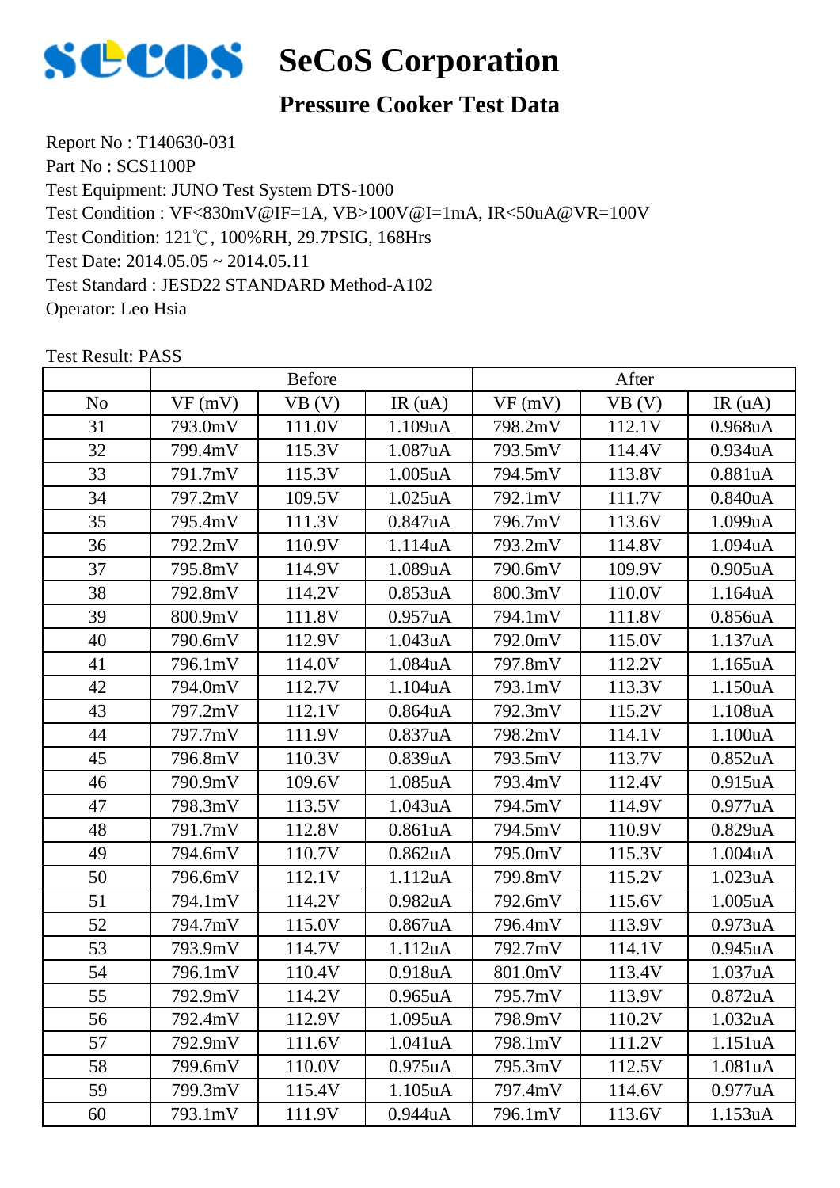# SeCoS Corporation

## Pressure Cooker Test Data

Report No : T140630-031
Part No : SCS1100P
Test Equipment: JUNO Test System DTS-1000
Test Condition : VF<830mV@IF=1A, VB>100V@I=1mA, IR<50uA@VR=100V
Test Condition: 121℃, 100%RH, 29.7PSIG, 168Hrs
Test Date: 2014.05.05 ~ 2014.05.11
Test Standard : JESD22 STANDARD Method-A102
Operator: Leo Hsia

Test Result: PASS

| | Before | | | After | | |
|---|---|---|---|---|---|---|
| No | VF (mV) | VB (V) | IR (uA) | VF (mV) | VB (V) | IR (uA) |
| 31 | 793.0mV | 111.0V | 1.109uA | 798.2mV | 112.1V | 0.968uA |
| 32 | 799.4mV | 115.3V | 1.087uA | 793.5mV | 114.4V | 0.934uA |
| 33 | 791.7mV | 115.3V | 1.005uA | 794.5mV | 113.8V | 0.881uA |
| 34 | 797.2mV | 109.5V | 1.025uA | 792.1mV | 111.7V | 0.840uA |
| 35 | 795.4mV | 111.3V | 0.847uA | 796.7mV | 113.6V | 1.099uA |
| 36 | 792.2mV | 110.9V | 1.114uA | 793.2mV | 114.8V | 1.094uA |
| 37 | 795.8mV | 114.9V | 1.089uA | 790.6mV | 109.9V | 0.905uA |
| 38 | 792.8mV | 114.2V | 0.853uA | 800.3mV | 110.0V | 1.164uA |
| 39 | 800.9mV | 111.8V | 0.957uA | 794.1mV | 111.8V | 0.856uA |
| 40 | 790.6mV | 112.9V | 1.043uA | 792.0mV | 115.0V | 1.137uA |
| 41 | 796.1mV | 114.0V | 1.084uA | 797.8mV | 112.2V | 1.165uA |
| 42 | 794.0mV | 112.7V | 1.104uA | 793.1mV | 113.3V | 1.150uA |
| 43 | 797.2mV | 112.1V | 0.864uA | 792.3mV | 115.2V | 1.108uA |
| 44 | 797.7mV | 111.9V | 0.837uA | 798.2mV | 114.1V | 1.100uA |
| 45 | 796.8mV | 110.3V | 0.839uA | 793.5mV | 113.7V | 0.852uA |
| 46 | 790.9mV | 109.6V | 1.085uA | 793.4mV | 112.4V | 0.915uA |
| 47 | 798.3mV | 113.5V | 1.043uA | 794.5mV | 114.9V | 0.977uA |
| 48 | 791.7mV | 112.8V | 0.861uA | 794.5mV | 110.9V | 0.829uA |
| 49 | 794.6mV | 110.7V | 0.862uA | 795.0mV | 115.3V | 1.004uA |
| 50 | 796.6mV | 112.1V | 1.112uA | 799.8mV | 115.2V | 1.023uA |
| 51 | 794.1mV | 114.2V | 0.982uA | 792.6mV | 115.6V | 1.005uA |
| 52 | 794.7mV | 115.0V | 0.867uA | 796.4mV | 113.9V | 0.973uA |
| 53 | 793.9mV | 114.7V | 1.112uA | 792.7mV | 114.1V | 0.945uA |
| 54 | 796.1mV | 110.4V | 0.918uA | 801.0mV | 113.4V | 1.037uA |
| 55 | 792.9mV | 114.2V | 0.965uA | 795.7mV | 113.9V | 0.872uA |
| 56 | 792.4mV | 112.9V | 1.095uA | 798.9mV | 110.2V | 1.032uA |
| 57 | 792.9mV | 111.6V | 1.041uA | 798.1mV | 111.2V | 1.151uA |
| 58 | 799.6mV | 110.0V | 0.975uA | 795.3mV | 112.5V | 1.081uA |
| 59 | 799.3mV | 115.4V | 1.105uA | 797.4mV | 114.6V | 0.977uA |
| 60 | 793.1mV | 111.9V | 0.944uA | 796.1mV | 113.6V | 1.153uA |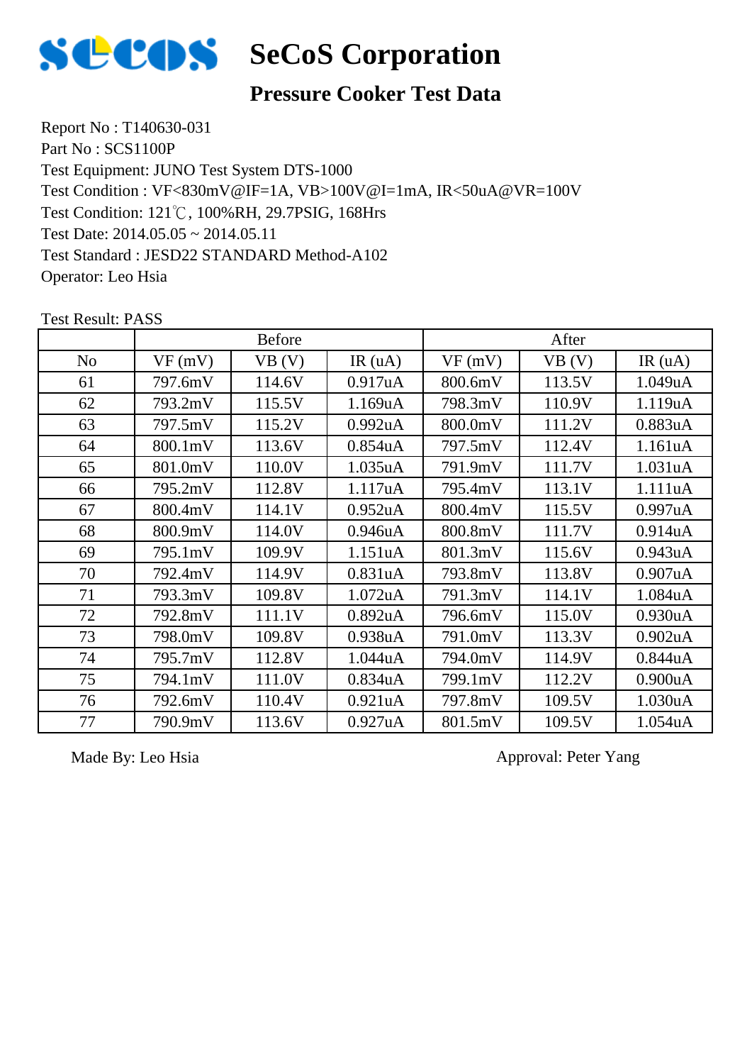# SeCoS Corporation

## Pressure Cooker Test Data

Report No : T140630-031
Part No : SCS1100P
Test Equipment: JUNO Test System DTS-1000
Test Condition : VF<830mV@IF=1A, VB>100V@I=1mA, IR<50uA@VR=100V
Test Condition: 121℃, 100%RH, 29.7PSIG, 168Hrs
Test Date: 2014.05.05 ~ 2014.05.11
Test Standard : JESD22 STANDARD Method-A102
Operator: Leo Hsia

Test Result: PASS

| | Before | | | After | | |
|---|---|---|---|---|---|---|
| No | VF (mV) | VB (V) | IR (uA) | VF (mV) | VB (V) | IR (uA) |
| 61 | 797.6mV | 114.6V | 0.917uA | 800.6mV | 113.5V | 1.049uA |
| 62 | 793.2mV | 115.5V | 1.169uA | 798.3mV | 110.9V | 1.119uA |
| 63 | 797.5mV | 115.2V | 0.992uA | 800.0mV | 111.2V | 0.883uA |
| 64 | 800.1mV | 113.6V | 0.854uA | 797.5mV | 112.4V | 1.161uA |
| 65 | 801.0mV | 110.0V | 1.035uA | 791.9mV | 111.7V | 1.031uA |
| 66 | 795.2mV | 112.8V | 1.117uA | 795.4mV | 113.1V | 1.111uA |
| 67 | 800.4mV | 114.1V | 0.952uA | 800.4mV | 115.5V | 0.997uA |
| 68 | 800.9mV | 114.0V | 0.946uA | 800.8mV | 111.7V | 0.914uA |
| 69 | 795.1mV | 109.9V | 1.151uA | 801.3mV | 115.6V | 0.943uA |
| 70 | 792.4mV | 114.9V | 0.831uA | 793.8mV | 113.8V | 0.907uA |
| 71 | 793.3mV | 109.8V | 1.072uA | 791.3mV | 114.1V | 1.084uA |
| 72 | 792.8mV | 111.1V | 0.892uA | 796.6mV | 115.0V | 0.930uA |
| 73 | 798.0mV | 109.8V | 0.938uA | 791.0mV | 113.3V | 0.902uA |
| 74 | 795.7mV | 112.8V | 1.044uA | 794.0mV | 114.9V | 0.844uA |
| 75 | 794.1mV | 111.0V | 0.834uA | 799.1mV | 112.2V | 0.900uA |
| 76 | 792.6mV | 110.4V | 0.921uA | 797.8mV | 109.5V | 1.030uA |
| 77 | 790.9mV | 113.6V | 0.927uA | 801.5mV | 109.5V | 1.054uA |

Made By: Leo Hsia

Approval: Peter Yang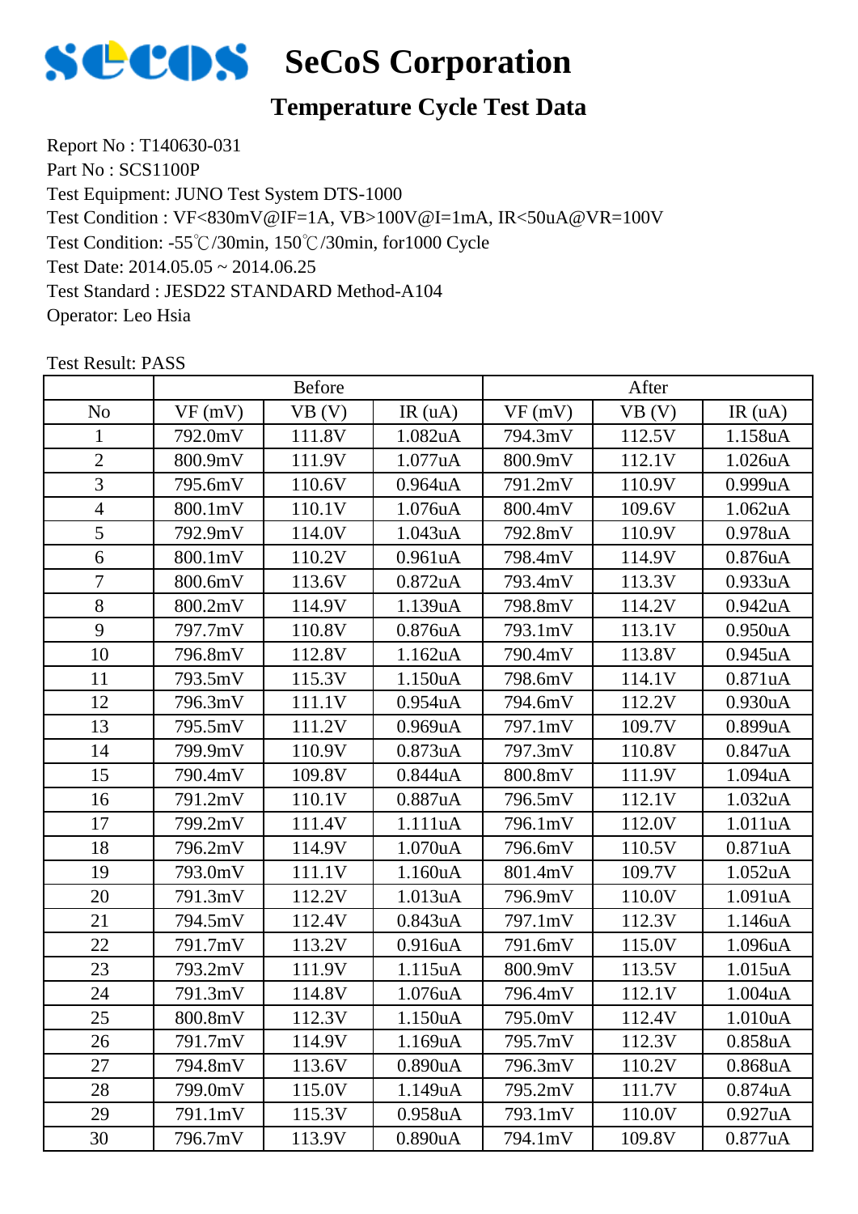# SeCoS Corporation

## Temperature Cycle Test Data

Report No : T140630-031
Part No : SCS1100P
Test Equipment: JUNO Test System DTS-1000
Test Condition : VF<830mV@IF=1A, VB>100V@I=1mA, IR<50uA@VR=100V
Test Condition: -55℃/30min, 150℃/30min, for1000 Cycle
Test Date: 2014.05.05 ~ 2014.06.25
Test Standard : JESD22 STANDARD Method-A104
Operator: Leo Hsia

Test Result: PASS

| | Before | | | After | | |
|---|---|---|---|---|---|---|
| No | VF (mV) | VB (V) | IR (uA) | VF (mV) | VB (V) | IR (uA) |
| 1 | 792.0mV | 111.8V | 1.082uA | 794.3mV | 112.5V | 1.158uA |
| 2 | 800.9mV | 111.9V | 1.077uA | 800.9mV | 112.1V | 1.026uA |
| 3 | 795.6mV | 110.6V | 0.964uA | 791.2mV | 110.9V | 0.999uA |
| 4 | 800.1mV | 110.1V | 1.076uA | 800.4mV | 109.6V | 1.062uA |
| 5 | 792.9mV | 114.0V | 1.043uA | 792.8mV | 110.9V | 0.978uA |
| 6 | 800.1mV | 110.2V | 0.961uA | 798.4mV | 114.9V | 0.876uA |
| 7 | 800.6mV | 113.6V | 0.872uA | 793.4mV | 113.3V | 0.933uA |
| 8 | 800.2mV | 114.9V | 1.139uA | 798.8mV | 114.2V | 0.942uA |
| 9 | 797.7mV | 110.8V | 0.876uA | 793.1mV | 113.1V | 0.950uA |
| 10 | 796.8mV | 112.8V | 1.162uA | 790.4mV | 113.8V | 0.945uA |
| 11 | 793.5mV | 115.3V | 1.150uA | 798.6mV | 114.1V | 0.871uA |
| 12 | 796.3mV | 111.1V | 0.954uA | 794.6mV | 112.2V | 0.930uA |
| 13 | 795.5mV | 111.2V | 0.969uA | 797.1mV | 109.7V | 0.899uA |
| 14 | 799.9mV | 110.9V | 0.873uA | 797.3mV | 110.8V | 0.847uA |
| 15 | 790.4mV | 109.8V | 0.844uA | 800.8mV | 111.9V | 1.094uA |
| 16 | 791.2mV | 110.1V | 0.887uA | 796.5mV | 112.1V | 1.032uA |
| 17 | 799.2mV | 111.4V | 1.111uA | 796.1mV | 112.0V | 1.011uA |
| 18 | 796.2mV | 114.9V | 1.070uA | 796.6mV | 110.5V | 0.871uA |
| 19 | 793.0mV | 111.1V | 1.160uA | 801.4mV | 109.7V | 1.052uA |
| 20 | 791.3mV | 112.2V | 1.013uA | 796.9mV | 110.0V | 1.091uA |
| 21 | 794.5mV | 112.4V | 0.843uA | 797.1mV | 112.3V | 1.146uA |
| 22 | 791.7mV | 113.2V | 0.916uA | 791.6mV | 115.0V | 1.096uA |
| 23 | 793.2mV | 111.9V | 1.115uA | 800.9mV | 113.5V | 1.015uA |
| 24 | 791.3mV | 114.8V | 1.076uA | 796.4mV | 112.1V | 1.004uA |
| 25 | 800.8mV | 112.3V | 1.150uA | 795.0mV | 112.4V | 1.010uA |
| 26 | 791.7mV | 114.9V | 1.169uA | 795.7mV | 112.3V | 0.858uA |
| 27 | 794.8mV | 113.6V | 0.890uA | 796.3mV | 110.2V | 0.868uA |
| 28 | 799.0mV | 115.0V | 1.149uA | 795.2mV | 111.7V | 0.874uA |
| 29 | 791.1mV | 115.3V | 0.958uA | 793.1mV | 110.0V | 0.927uA |
| 30 | 796.7mV | 113.9V | 0.890uA | 794.1mV | 109.8V | 0.877uA |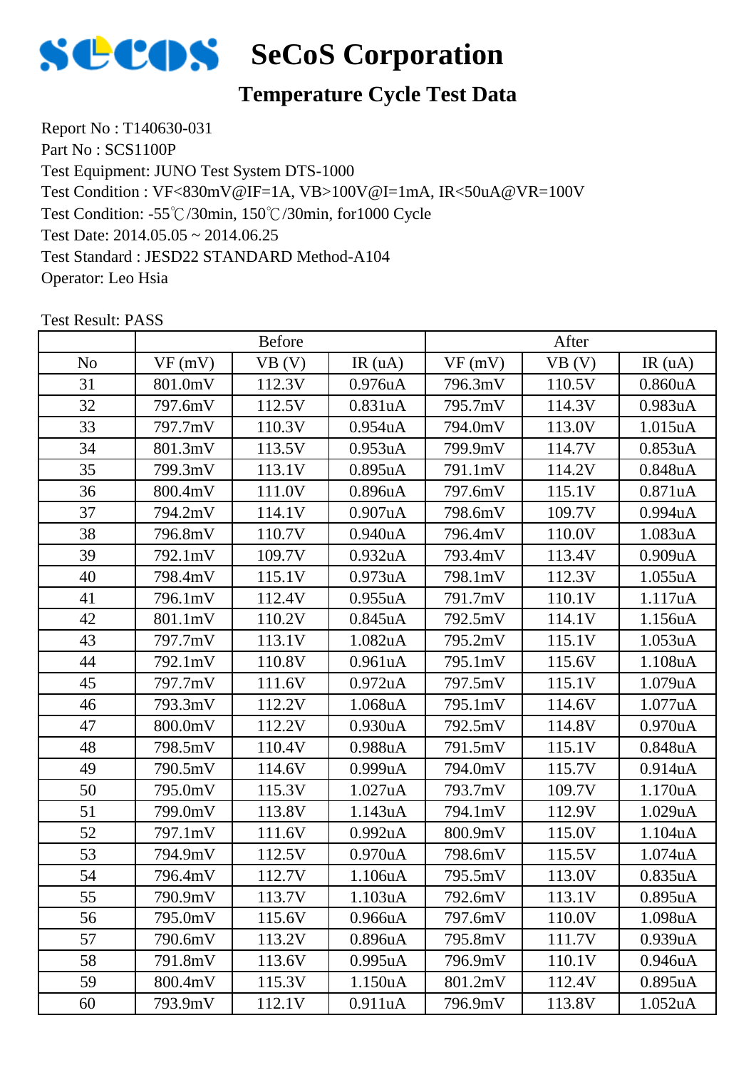# SeCoS Corporation

## Temperature Cycle Test Data

Report No : T140630-031
Part No : SCS1100P
Test Equipment: JUNO Test System DTS-1000
Test Condition : VF<830mV@IF=1A, VB>100V@I=1mA, IR<50uA@VR=100V
Test Condition: -55℃/30min, 150℃/30min, for1000 Cycle
Test Date: 2014.05.05 ~ 2014.06.25
Test Standard : JEDZ22 STANDARD Method-A104
Operator: Leo Hsia

Test Result: PASS

| | Before | | | After | | |
|---|---|---|---|---|---|---|
| No | VF (mV) | VB (V) | IR (uA) | VF (mV) | VB (V) | IR (uA) |
| 31 | 801.0mV | 112.3V | 0.976uA | 796.3mV | 110.5V | 0.860uA |
| 32 | 797.6mV | 112.5V | 0.831uA | 795.7mV | 114.3V | 0.983uA |
| 33 | 797.7mV | 110.3V | 0.954uA | 794.0mV | 113.0V | 1.015uA |
| 34 | 801.3mV | 113.5V | 0.953uA | 799.9mV | 114.7V | 0.853uA |
| 35 | 799.3mV | 113.1V | 0.895uA | 791.1mV | 114.2V | 0.848uA |
| 36 | 800.4mV | 111.0V | 0.896uA | 797.6mV | 115.1V | 0.871uA |
| 37 | 794.2mV | 114.1V | 0.907uA | 798.6mV | 109.7V | 0.994uA |
| 38 | 796.8mV | 110.7V | 0.940uA | 796.4mV | 110.0V | 1.083uA |
| 39 | 792.1mV | 109.7V | 0.932uA | 793.4mV | 113.4V | 0.909uA |
| 40 | 798.4mV | 115.1V | 0.973uA | 798.1mV | 112.3V | 1.055uA |
| 41 | 796.1mV | 112.4V | 0.955uA | 791.7mV | 110.1V | 1.117uA |
| 42 | 801.1mV | 110.2V | 0.845uA | 792.5mV | 114.1V | 1.156uA |
| 43 | 797.7mV | 113.1V | 1.082uA | 795.2mV | 115.1V | 1.053uA |
| 44 | 792.1mV | 110.8V | 0.961uA | 795.1mV | 115.6V | 1.108uA |
| 45 | 797.7mV | 111.6V | 0.972uA | 797.5mV | 115.1V | 1.079uA |
| 46 | 793.3mV | 112.2V | 1.068uA | 795.1mV | 114.6V | 1.077uA |
| 47 | 800.0mV | 112.2V | 0.930uA | 792.5mV | 114.8V | 0.970uA |
| 48 | 798.5mV | 110.4V | 0.988uA | 791.5mV | 115.1V | 0.848uA |
| 49 | 790.5mV | 114.6V | 0.999uA | 794.0mV | 115.7V | 0.914uA |
| 50 | 795.0mV | 115.3V | 1.027uA | 793.7mV | 109.7V | 1.170uA |
| 51 | 799.0mV | 113.8V | 1.143uA | 794.1mV | 112.9V | 1.029uA |
| 52 | 797.1mV | 111.6V | 0.992uA | 800.9mV | 115.0V | 1.104uA |
| 53 | 794.9mV | 112.5V | 0.970uA | 798.6mV | 115.5V | 1.074uA |
| 54 | 796.4mV | 112.7V | 1.106uA | 795.5mV | 113.0V | 0.835uA |
| 55 | 790.9mV | 113.7V | 1.103uA | 792.6mV | 113.1V | 0.895uA |
| 56 | 795.0mV | 115.6V | 0.966uA | 797.6mV | 110.0V | 1.098uA |
| 57 | 790.6mV | 113.2V | 0.896uA | 795.8mV | 111.7V | 0.939uA |
| 58 | 791.8mV | 113.6V | 0.995uA | 796.9mV | 110.1V | 0.946uA |
| 59 | 800.4mV | 115.3V | 1.150uA | 801.2mV | 112.4V | 0.895uA |
| 60 | 793.9mV | 112.1V | 0.911uA | 796.9mV | 113.8V | 1.052uA |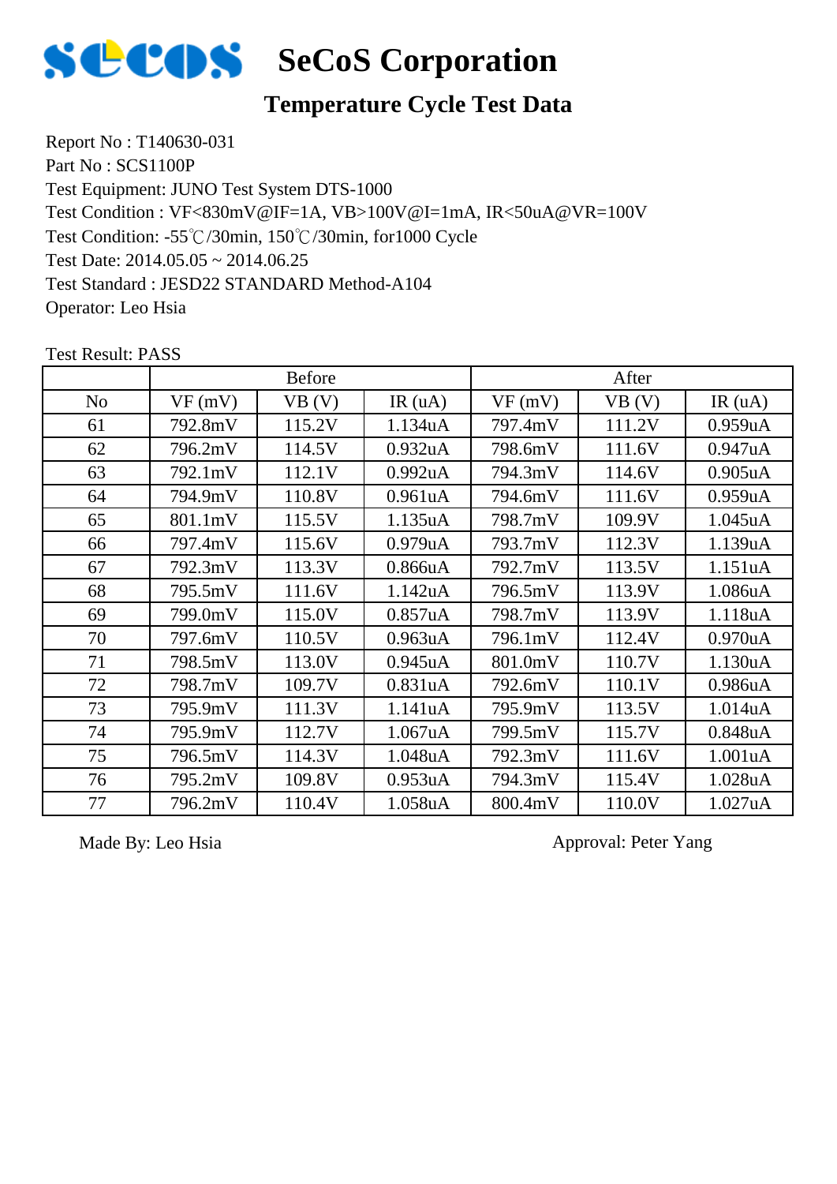# SeCoS Corporation

## Temperature Cycle Test Data

Report No : T140630-031

Part No : SCS1100P

Test Equipment: JUNO Test System DTS-1000

Test Condition : VF<830mV@IF=1A, VB>100V@I=1mA, IR<50uA@VR=100V

Test Condition: -55℃/30min, 150℃/30min, for1000 Cycle

Test Date: 2014.05.05 ~ 2014.06.25

Test Standard : JESD22 STANDARD Method-A104

Operator: Leo Hsia

Test Result: PASS

| | Before | | | After | | |
|---|---|---|---|---|---|---|
| No | VF (mV) | VB (V) | IR (uA) | VF (mV) | VB (V) | IR (uA) |
| 61 | 792.8mV | 115.2V | 1.134uA | 797.4mV | 111.2V | 0.959uA |
| 62 | 796.2mV | 114.5V | 0.932uA | 798.6mV | 111.6V | 0.947uA |
| 63 | 792.1mV | 112.1V | 0.992uA | 794.3mV | 114.6V | 0.905uA |
| 64 | 794.9mV | 110.8V | 0.961uA | 794.6mV | 111.6V | 0.959uA |
| 65 | 801.1mV | 115.5V | 1.135uA | 798.7mV | 109.9V | 1.045uA |
| 66 | 797.4mV | 115.6V | 0.979uA | 793.7mV | 112.3V | 1.139uA |
| 67 | 792.3mV | 113.3V | 0.866uA | 792.7mV | 113.5V | 1.151uA |
| 68 | 795.5mV | 111.6V | 1.142uA | 796.5mV | 113.9V | 1.086uA |
| 69 | 799.0mV | 115.0V | 0.857uA | 798.7mV | 113.9V | 1.118uA |
| 70 | 797.6mV | 110.5V | 0.963uA | 796.1mV | 112.4V | 0.970uA |
| 71 | 798.5mV | 113.0V | 0.945uA | 801.0mV | 110.7V | 1.130uA |
| 72 | 798.7mV | 109.7V | 0.831uA | 792.6mV | 110.1V | 0.986uA |
| 73 | 795.9mV | 111.3V | 1.141uA | 795.9mV | 113.5V | 1.014uA |
| 74 | 795.9mV | 112.7V | 1.067uA | 799.5mV | 115.7V | 0.848uA |
| 75 | 796.5mV | 114.3V | 1.048uA | 792.3mV | 111.6V | 1.001uA |
| 76 | 795.2mV | 109.8V | 0.953uA | 794.3mV | 115.4V | 1.028uA |
| 77 | 796.2mV | 110.4V | 1.058uA | 800.4mV | 110.0V | 1.027uA |

Made By: Leo Hsia

Approval: Peter Yang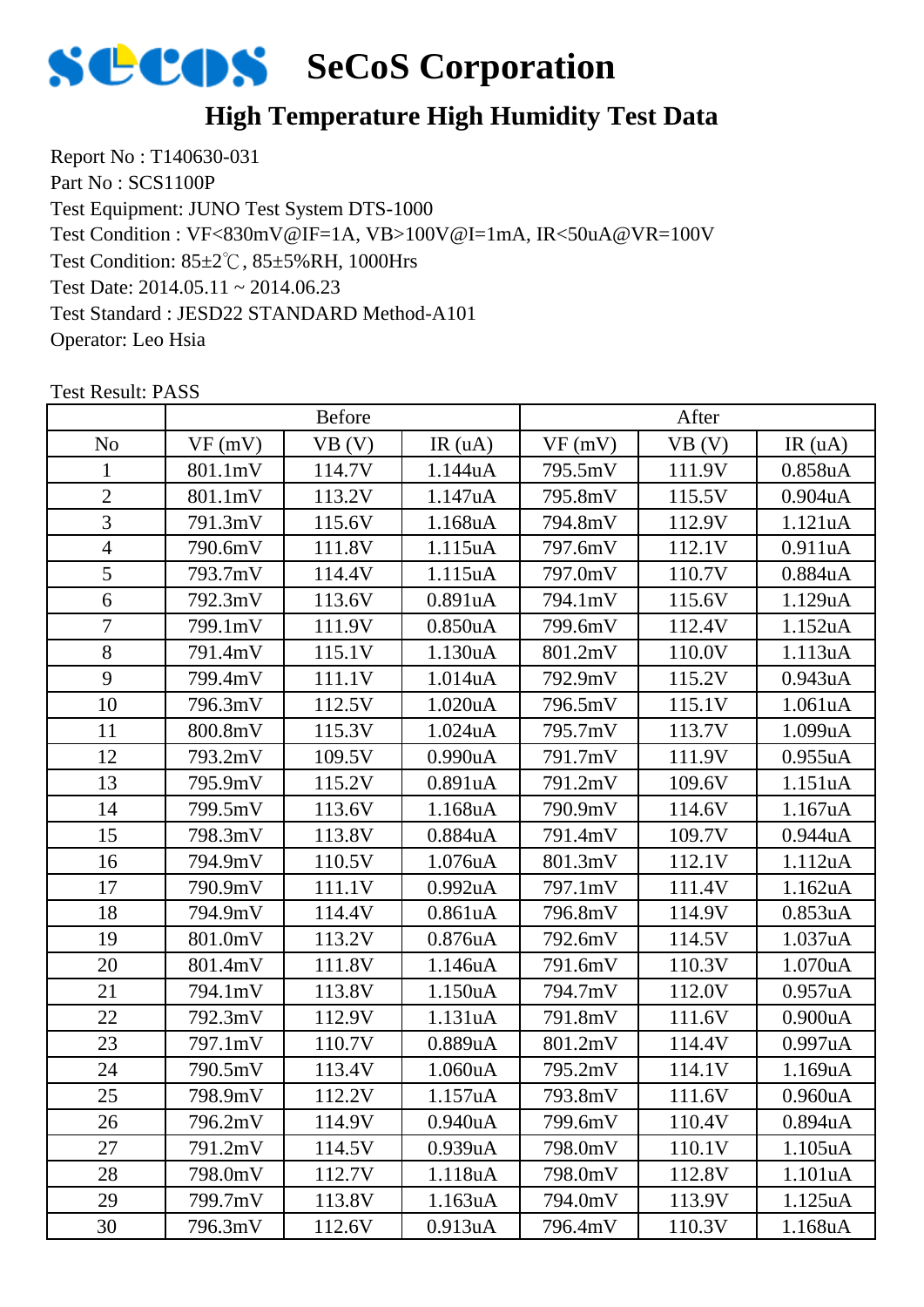# SeCoS Corporation

## High Temperature High Humidity Test Data

Report No : T140630-031
Part No : SCS1100P
Test Equipment: JUNO Test System DTS-1000
Test Condition : VF<830mV@IF=1A, VB>100V@I=1mA, IR<50uA@VR=100V
Test Condition: 85±2℃, 85±5%RH, 1000Hrs
Test Date: 2014.05.11 ~ 2014.06.23
Test Standard : JESD22 STANDARD Method-A101
Operator: Leo Hsia

Test Result: PASS

| | Before | | | After | | |
|---|---|---|---|---|---|---|
| No | VF (mV) | VB (V) | IR (uA) | VF (mV) | VB (V) | IR (uA) |
| 1 | 801.1mV | 114.7V | 1.144uA | 795.5mV | 111.9V | 0.858uA |
| 2 | 801.1mV | 113.2V | 1.147uA | 795.8mV | 115.5V | 0.904uA |
| 3 | 791.3mV | 115.6V | 1.168uA | 794.8mV | 112.9V | 1.121uA |
| 4 | 790.6mV | 111.8V | 1.115uA | 797.6mV | 112.1V | 0.911uA |
| 5 | 793.7mV | 114.4V | 1.115uA | 797.0mV | 110.7V | 0.884uA |
| 6 | 792.3mV | 113.6V | 0.891uA | 794.1mV | 115.6V | 1.129uA |
| 7 | 799.1mV | 111.9V | 0.850uA | 799.6mV | 112.4V | 1.152uA |
| 8 | 791.4mV | 115.1V | 1.130uA | 801.2mV | 110.0V | 1.113uA |
| 9 | 799.4mV | 111.1V | 1.014uA | 792.9mV | 115.2V | 0.943uA |
| 10 | 796.3mV | 112.5V | 1.020uA | 796.5mV | 115.1V | 1.061uA |
| 11 | 800.8mV | 115.3V | 1.024uA | 795.7mV | 113.7V | 1.099uA |
| 12 | 793.2mV | 109.5V | 0.990uA | 791.7mV | 111.9V | 0.955uA |
| 13 | 795.9mV | 115.2V | 0.891uA | 791.2mV | 109.6V | 1.151uA |
| 14 | 799.5mV | 113.6V | 1.168uA | 790.9mV | 114.6V | 1.167uA |
| 15 | 798.3mV | 113.8V | 0.884uA | 791.4mV | 109.7V | 0.944uA |
| 16 | 794.9mV | 110.5V | 1.076uA | 801.3mV | 112.1V | 1.112uA |
| 17 | 790.9mV | 111.1V | 0.992uA | 797.1mV | 111.4V | 1.162uA |
| 18 | 794.9mV | 114.4V | 0.861uA | 796.8mV | 114.9V | 0.853uA |
| 19 | 801.0mV | 113.2V | 0.876uA | 792.6mV | 114.5V | 1.037uA |
| 20 | 801.4mV | 111.8V | 1.146uA | 791.6mV | 110.3V | 1.070uA |
| 21 | 794.1mV | 113.8V | 1.150uA | 794.7mV | 112.0V | 0.957uA |
| 22 | 792.3mV | 112.9V | 1.131uA | 791.8mV | 111.6V | 0.900uA |
| 23 | 797.1mV | 110.7V | 0.889uA | 801.2mV | 114.4V | 0.997uA |
| 24 | 790.5mV | 113.4V | 1.060uA | 795.2mV | 114.1V | 1.169uA |
| 25 | 798.9mV | 112.2V | 1.157uA | 793.8mV | 111.6V | 0.960uA |
| 26 | 796.2mV | 114.9V | 0.940uA | 799.6mV | 110.4V | 0.894uA |
| 27 | 791.2mV | 114.5V | 0.939uA | 798.0mV | 110.1V | 1.105uA |
| 28 | 798.0mV | 112.7V | 1.118uA | 798.0mV | 112.8V | 1.101uA |
| 29 | 799.7mV | 113.8V | 1.163uA | 794.0mV | 113.9V | 1.125uA |
| 30 | 796.3mV | 112.6V | 0.913uA | 796.4mV | 110.3V | 1.168uA |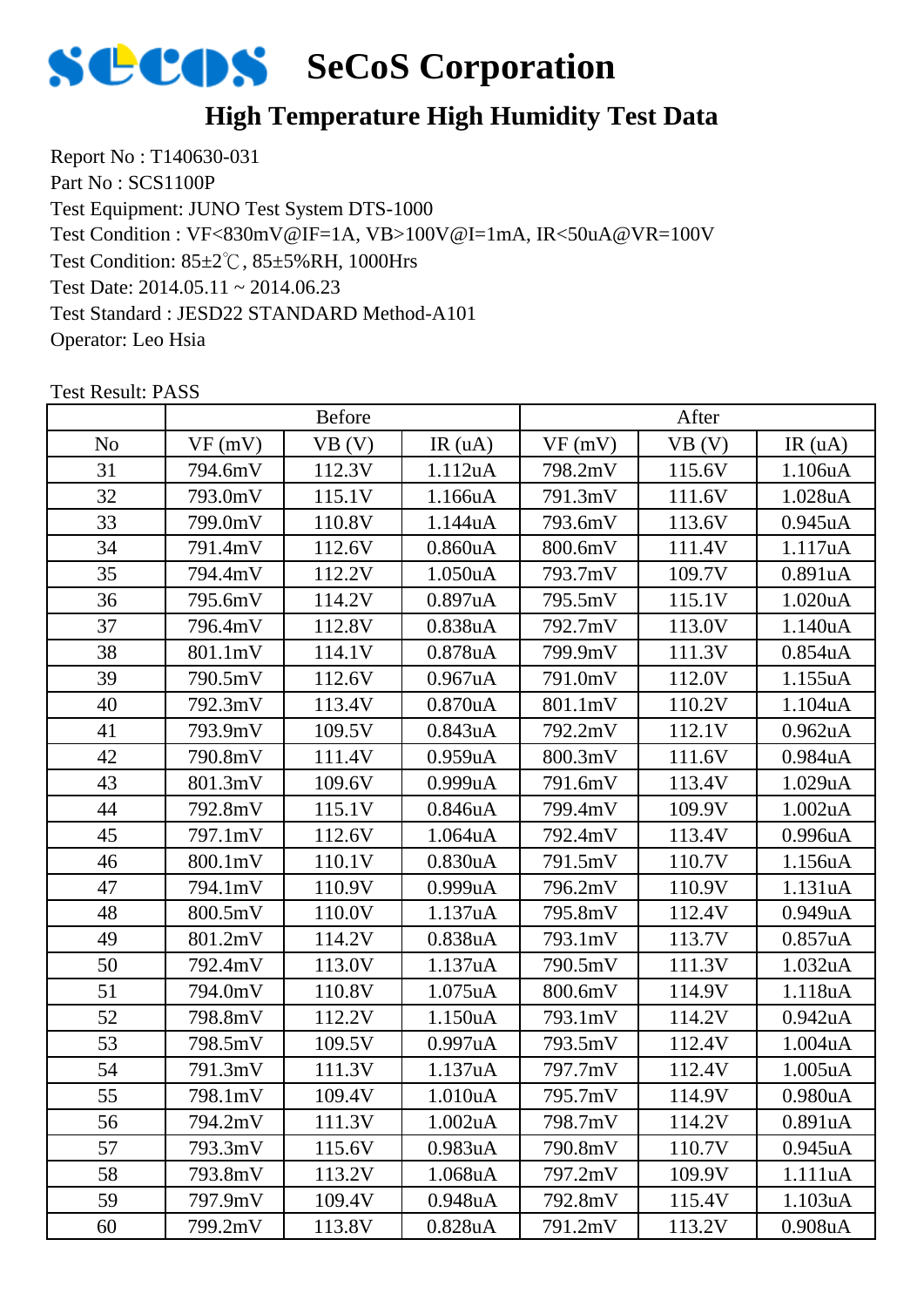# SeCoS Corporation

## High Temperature High Humidity Test Data

Report No : T140630-031
Part No : SCS1100P
Test Equipment: JUNO Test System DTS-1000
Test Condition : VF<830mV@IF=1A, VB>100V@I=1mA, IR<50uA@VR=100V
Test Condition: 85±2℃, 85±5%RH, 1000Hrs
Test Date: 2014.05.11 ~ 2014.06.23
Test Standard : JESD22 STANDARD Method-A101
Operator: Leo Hsia

Test Result: PASS

| | Before | | | After | | |
|---|---|---|---|---|---|---|
| No | VF (mV) | VB (V) | IR (uA) | VF (mV) | VB (V) | IR (uA) |
| 31 | 794.6mV | 112.3V | 1.112uA | 798.2mV | 115.6V | 1.106uA |
| 32 | 793.0mV | 115.1V | 1.166uA | 791.3mV | 111.6V | 1.028uA |
| 33 | 799.0mV | 110.8V | 1.144uA | 793.6mV | 113.6V | 0.945uA |
| 34 | 791.4mV | 112.6V | 0.860uA | 800.6mV | 111.4V | 1.117uA |
| 35 | 794.4mV | 112.2V | 1.050uA | 793.7mV | 109.7V | 0.891uA |
| 36 | 795.6mV | 114.2V | 0.897uA | 795.5mV | 115.1V | 1.020uA |
| 37 | 796.4mV | 112.8V | 0.838uA | 792.7mV | 113.0V | 1.140uA |
| 38 | 801.1mV | 114.1V | 0.878uA | 799.9mV | 111.3V | 0.854uA |
| 39 | 790.5mV | 112.6V | 0.967uA | 791.0mV | 112.0V | 1.155uA |
| 40 | 792.3mV | 113.4V | 0.870uA | 801.1mV | 110.2V | 1.104uA |
| 41 | 793.9mV | 109.5V | 0.843uA | 792.2mV | 112.1V | 0.962uA |
| 42 | 790.8mV | 111.4V | 0.959uA | 800.3mV | 111.6V | 0.984uA |
| 43 | 801.3mV | 109.6V | 0.999uA | 791.6mV | 113.4V | 1.029uA |
| 44 | 792.8mV | 115.1V | 0.846uA | 799.4mV | 109.9V | 1.002uA |
| 45 | 797.1mV | 112.6V | 1.064uA | 792.4mV | 113.4V | 0.996uA |
| 46 | 800.1mV | 110.1V | 0.830uA | 791.5mV | 110.7V | 1.156uA |
| 47 | 794.1mV | 110.9V | 0.999uA | 796.2mV | 110.9V | 1.131uA |
| 48 | 800.5mV | 110.0V | 1.137uA | 795.8mV | 112.4V | 0.949uA |
| 49 | 801.2mV | 114.2V | 0.838uA | 793.1mV | 113.7V | 0.857uA |
| 50 | 792.4mV | 113.0V | 1.137uA | 790.5mV | 111.3V | 1.032uA |
| 51 | 794.0mV | 110.8V | 1.075uA | 800.6mV | 114.9V | 1.118uA |
| 52 | 798.8mV | 112.2V | 1.150uA | 793.1mV | 114.2V | 0.942uA |
| 53 | 798.5mV | 109.5V | 0.997uA | 793.5mV | 112.4V | 1.004uA |
| 54 | 791.3mV | 111.3V | 1.137uA | 797.7mV | 112.4V | 1.005uA |
| 55 | 798.1mV | 109.4V | 1.010uA | 795.7mV | 114.9V | 0.980uA |
| 56 | 794.2mV | 111.3V | 1.002uA | 798.7mV | 114.2V | 0.891uA |
| 57 | 793.3mV | 115.6V | 0.983uA | 790.8mV | 110.7V | 0.945uA |
| 58 | 793.8mV | 113.2V | 1.068uA | 797.2mV | 109.9V | 1.111uA |
| 59 | 797.9mV | 109.4V | 0.948uA | 792.8mV | 115.4V | 1.103uA |
| 60 | 799.2mV | 113.8V | 0.828uA | 791.2mV | 113.2V | 0.908uA |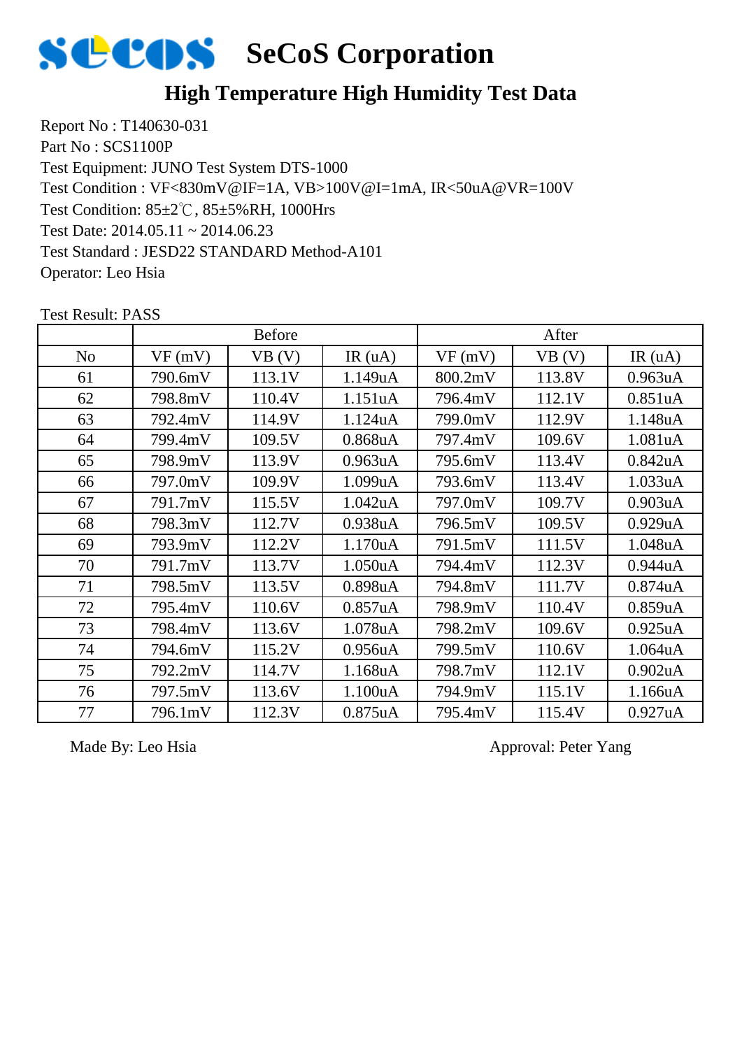# SeCoS Corporation

## High Temperature High Humidity Test Data

Report No : T140630-031
Part No : SCS1100P
Test Equipment: JUNO Test System DTS-1000
Test Condition : VF<830mV@IF=1A, VB>100V@I=1mA, IR<50uA@VR=100V
Test Condition: 85±2℃, 85±5%RH, 1000Hrs
Test Date: 2014.05.11 ~ 2014.06.23
Test Standard : JESD22 STANDARD Method-A101
Operator: Leo Hsia

Test Result: PASS

| | Before | | | After | | |
|---|---|---|---|---|---|---|
| No | VF (mV) | VB (V) | IR (uA) | VF (mV) | VB (V) | IR (uA) |
| 61 | 790.6mV | 113.1V | 1.149uA | 800.2mV | 113.8V | 0.963uA |
| 62 | 798.8mV | 110.4V | 1.151uA | 796.4mV | 112.1V | 0.851uA |
| 63 | 792.4mV | 114.9V | 1.124uA | 799.0mV | 112.9V | 1.148uA |
| 64 | 799.4mV | 109.5V | 0.868uA | 797.4mV | 109.6V | 1.081uA |
| 65 | 798.9mV | 113.9V | 0.963uA | 795.6mV | 113.4V | 0.842uA |
| 66 | 797.0mV | 109.9V | 1.099uA | 793.6mV | 113.4V | 1.033uA |
| 67 | 791.7mV | 115.5V | 1.042uA | 797.0mV | 109.7V | 0.903uA |
| 68 | 798.3mV | 112.7V | 0.938uA | 796.5mV | 109.5V | 0.929uA |
| 69 | 793.9mV | 112.2V | 1.170uA | 791.5mV | 111.5V | 1.048uA |
| 70 | 791.7mV | 113.7V | 1.050uA | 794.4mV | 112.3V | 0.944uA |
| 71 | 798.5mV | 113.5V | 0.898uA | 794.8mV | 111.7V | 0.874uA |
| 72 | 795.4mV | 110.6V | 0.857uA | 798.9mV | 110.4V | 0.859uA |
| 73 | 798.4mV | 113.6V | 1.078uA | 798.2mV | 109.6V | 0.925uA |
| 74 | 794.6mV | 115.2V | 0.956uA | 799.5mV | 110.6V | 1.064uA |
| 75 | 792.2mV | 114.7V | 1.168uA | 798.7mV | 112.1V | 0.902uA |
| 76 | 797.5mV | 113.6V | 1.100uA | 794.9mV | 115.1V | 1.166uA |
| 77 | 796.1mV | 112.3V | 0.875uA | 795.4mV | 115.4V | 0.927uA |

Made By: Leo Hsia　　　　　　　　　　Approval: Peter Yang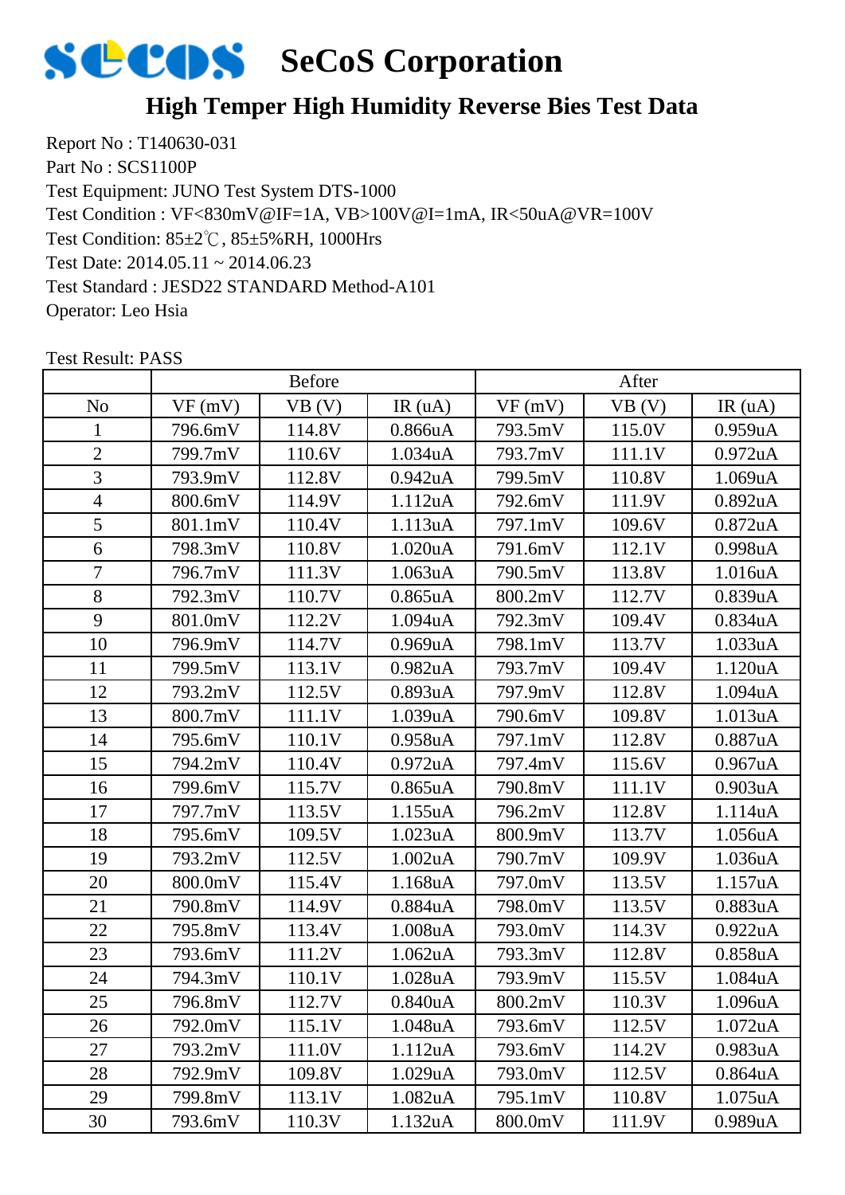# SeCoS Corporation

## High Temper High Humidity Reverse Bies Test Data

Report No : T140630-031
Part No : SCS1100P
Test Equipment: JUNO Test System DTS-1000
Test Condition : VF<830mV@IF=1A, VB>100V@I=1mA, IR<50uA@VR=100V
Test Condition: 85±2℃, 85±5%RH, 1000Hrs
Test Date: 2014.05.11 ~ 2014.06.23
Test Standard : JESD22 STANDARD Method-A101
Operator: Leo Hsia

Test Result: PASS

| | Before | | | After | | |
|---|---|---|---|---|---|---|
| No | VF (mV) | VB (V) | IR (uA) | VF (mV) | VB (V) | IR (uA) |
| 1 | 796.6mV | 114.8V | 0.866uA | 793.5mV | 115.0V | 0.959uA |
| 2 | 799.7mV | 110.6V | 1.034uA | 793.7mV | 111.1V | 0.972uA |
| 3 | 793.9mV | 112.8V | 0.942uA | 799.5mV | 110.8V | 1.069uA |
| 4 | 800.6mV | 114.9V | 1.112uA | 792.6mV | 111.9V | 0.892uA |
| 5 | 801.1mV | 110.4V | 1.113uA | 797.1mV | 109.6V | 0.872uA |
| 6 | 798.3mV | 110.8V | 1.020uA | 791.6mV | 112.1V | 0.998uA |
| 7 | 796.7mV | 111.3V | 1.063uA | 790.5mV | 113.8V | 1.016uA |
| 8 | 792.3mV | 110.7V | 0.865uA | 800.2mV | 112.7V | 0.839uA |
| 9 | 801.0mV | 112.2V | 1.094uA | 792.3mV | 109.4V | 0.834uA |
| 10 | 796.9mV | 114.7V | 0.969uA | 798.1mV | 113.7V | 1.033uA |
| 11 | 799.5mV | 113.1V | 0.982uA | 793.7mV | 109.4V | 1.120uA |
| 12 | 793.2mV | 112.5V | 0.893uA | 797.9mV | 112.8V | 1.094uA |
| 13 | 800.7mV | 111.1V | 1.039uA | 790.6mV | 109.8V | 1.013uA |
| 14 | 795.6mV | 110.1V | 0.958uA | 797.1mV | 112.8V | 0.887uA |
| 15 | 794.2mV | 110.4V | 0.972uA | 797.4mV | 115.6V | 0.967uA |
| 16 | 799.6mV | 115.7V | 0.865uA | 790.8mV | 111.1V | 0.903uA |
| 17 | 797.7mV | 113.5V | 1.155uA | 796.2mV | 112.8V | 1.114uA |
| 18 | 795.6mV | 109.5V | 1.023uA | 800.9mV | 113.7V | 1.056uA |
| 19 | 793.2mV | 112.5V | 1.002uA | 790.7mV | 109.9V | 1.036uA |
| 20 | 800.0mV | 115.4V | 1.168uA | 797.0mV | 113.5V | 1.157uA |
| 21 | 790.8mV | 114.9V | 0.884uA | 798.0mV | 113.5V | 0.883uA |
| 22 | 795.8mV | 113.4V | 1.008uA | 793.0mV | 114.3V | 0.922uA |
| 23 | 793.6mV | 111.2V | 1.062uA | 793.3mV | 112.8V | 0.858uA |
| 24 | 794.3mV | 110.1V | 1.028uA | 793.9mV | 115.5V | 1.084uA |
| 25 | 796.8mV | 112.7V | 0.840uA | 800.2mV | 110.3V | 1.096uA |
| 26 | 792.0mV | 115.1V | 1.048uA | 793.6mV | 112.5V | 1.072uA |
| 27 | 793.2mV | 111.0V | 1.112uA | 793.6mV | 114.2V | 0.983uA |
| 28 | 792.9mV | 109.8V | 1.029uA | 793.0mV | 112.5V | 0.864uA |
| 29 | 799.8mV | 113.1V | 1.082uA | 795.1mV | 110.8V | 1.075uA |
| 30 | 793.6mV | 110.3V | 1.132uA | 800.0mV | 111.9V | 0.989uA |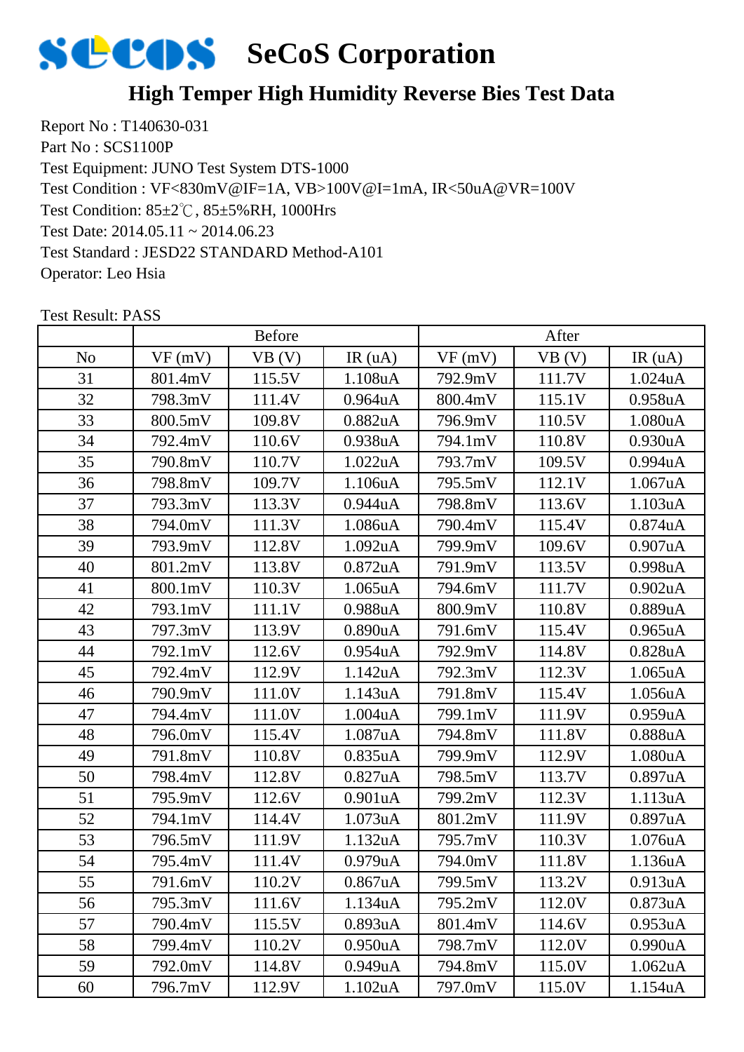# SeCoS Corporation

## High Temper High Humidity Reverse Bies Test Data

Report No : T140630-031
Part No : SCS1100P
Test Equipment: JUNO Test System DTS-1000
Test Condition : VF<830mV@IF=1A, VB>100V@I=1mA, IR<50uA@VR=100V
Test Condition: 85±2℃, 85±5%RH, 1000Hrs
Test Date: 2014.05.11 ~ 2014.06.23
Test Standard : JESD22 STANDARD Method-A101
Operator: Leo Hsia

Test Result: PASS

| | Before | | | After | | |
|---|---|---|---|---|---|---|
| No | VF (mV) | VB (V) | IR (uA) | VF (mV) | VB (V) | IR (uA) |
| 31 | 801.4mV | 115.5V | 1.108uA | 792.9mV | 111.7V | 1.024uA |
| 32 | 798.3mV | 111.4V | 0.964uA | 800.4mV | 115.1V | 0.958uA |
| 33 | 800.5mV | 109.8V | 0.882uA | 796.9mV | 110.5V | 1.080uA |
| 34 | 792.4mV | 110.6V | 0.938uA | 794.1mV | 110.8V | 0.930uA |
| 35 | 790.8mV | 110.7V | 1.022uA | 793.7mV | 109.5V | 0.994uA |
| 36 | 798.8mV | 109.7V | 1.106uA | 795.5mV | 112.1V | 1.067uA |
| 37 | 793.3mV | 113.3V | 0.944uA | 798.8mV | 113.6V | 1.103uA |
| 38 | 794.0mV | 111.3V | 1.086uA | 790.4mV | 115.4V | 0.874uA |
| 39 | 793.9mV | 112.8V | 1.092uA | 799.9mV | 109.6V | 0.907uA |
| 40 | 801.2mV | 113.8V | 0.872uA | 791.9mV | 113.5V | 0.998uA |
| 41 | 800.1mV | 110.3V | 1.065uA | 794.6mV | 111.7V | 0.902uA |
| 42 | 793.1mV | 111.1V | 0.988uA | 800.9mV | 110.8V | 0.889uA |
| 43 | 797.3mV | 113.9V | 0.890uA | 791.6mV | 115.4V | 0.965uA |
| 44 | 792.1mV | 112.6V | 0.954uA | 792.9mV | 114.8V | 0.828uA |
| 45 | 792.4mV | 112.9V | 1.142uA | 792.3mV | 112.3V | 1.065uA |
| 46 | 790.9mV | 111.0V | 1.143uA | 791.8mV | 115.4V | 1.056uA |
| 47 | 794.4mV | 111.0V | 1.004uA | 799.1mV | 111.9V | 0.959uA |
| 48 | 796.0mV | 115.4V | 1.087uA | 794.8mV | 111.8V | 0.888uA |
| 49 | 791.8mV | 110.8V | 0.835uA | 799.9mV | 112.9V | 1.080uA |
| 50 | 798.4mV | 112.8V | 0.827uA | 798.5mV | 113.7V | 0.897uA |
| 51 | 795.9mV | 112.6V | 0.901uA | 799.2mV | 112.3V | 1.113uA |
| 52 | 794.1mV | 114.4V | 1.073uA | 801.2mV | 111.9V | 0.897uA |
| 53 | 796.5mV | 111.9V | 1.132uA | 795.7mV | 110.3V | 1.076uA |
| 54 | 795.4mV | 111.4V | 0.979uA | 794.0mV | 111.8V | 1.136uA |
| 55 | 791.6mV | 110.2V | 0.867uA | 799.5mV | 113.2V | 0.913uA |
| 56 | 795.3mV | 111.6V | 1.134uA | 795.2mV | 112.0V | 0.873uA |
| 57 | 790.4mV | 115.5V | 0.893uA | 801.4mV | 114.6V | 0.953uA |
| 58 | 799.4mV | 110.2V | 0.950uA | 798.7mV | 112.0V | 0.990uA |
| 59 | 792.0mV | 114.8V | 0.949uA | 794.8mV | 115.0V | 1.062uA |
| 60 | 796.7mV | 112.9V | 1.102uA | 797.0mV | 115.0V | 1.154uA |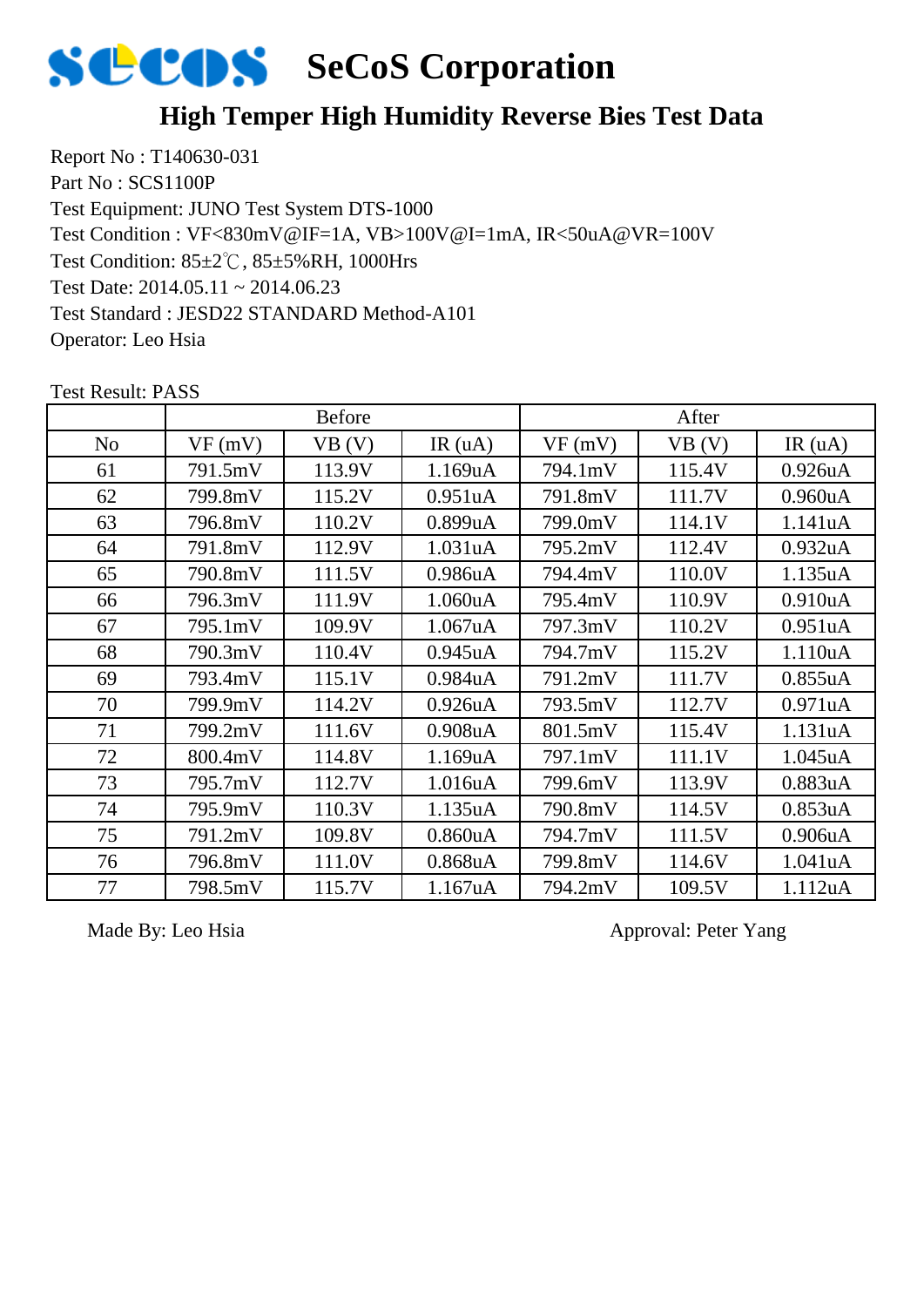# SeCoS Corporation

## High Temper High Humidity Reverse Bies Test Data

Report No : T140630-031
Part No : SCS1100P
Test Equipment: JUNO Test System DTS-1000
Test Condition : VF<830mV@IF=1A, VB>100V@I=1mA, IR<50uA@VR=100V
Test Condition: 85±2℃, 85±5%RH, 1000Hrs
Test Date: 2014.05.11 ~ 2014.06.23
Test Standard : JESD22 STANDARD Method-A101
Operator: Leo Hsia

Test Result: PASS

| | Before | | | After | | |
|---|---|---|---|---|---|---|
| No | VF (mV) | VB (V) | IR (uA) | VF (mV) | VB (V) | IR (uA) |
| 61 | 791.5mV | 113.9V | 1.169uA | 794.1mV | 115.4V | 0.926uA |
| 62 | 799.8mV | 115.2V | 0.951uA | 791.8mV | 111.7V | 0.960uA |
| 63 | 796.8mV | 110.2V | 0.899uA | 799.0mV | 114.1V | 1.141uA |
| 64 | 791.8mV | 112.9V | 1.031uA | 795.2mV | 112.4V | 0.932uA |
| 65 | 790.8mV | 111.5V | 0.986uA | 794.4mV | 110.0V | 1.135uA |
| 66 | 796.3mV | 111.9V | 1.060uA | 795.4mV | 110.9V | 0.910uA |
| 67 | 795.1mV | 109.9V | 1.067uA | 797.3mV | 110.2V | 0.951uA |
| 68 | 790.3mV | 110.4V | 0.945uA | 794.7mV | 115.2V | 1.110uA |
| 69 | 793.4mV | 115.1V | 0.984uA | 791.2mV | 111.7V | 0.855uA |
| 70 | 799.9mV | 114.2V | 0.926uA | 793.5mV | 112.7V | 0.971uA |
| 71 | 799.2mV | 111.6V | 0.908uA | 801.5mV | 115.4V | 1.131uA |
| 72 | 800.4mV | 114.8V | 1.169uA | 797.1mV | 111.1V | 1.045uA |
| 73 | 795.7mV | 112.7V | 1.016uA | 799.6mV | 113.9V | 0.883uA |
| 74 | 795.9mV | 110.3V | 1.135uA | 790.8mV | 114.5V | 0.853uA |
| 75 | 791.2mV | 109.8V | 0.860uA | 794.7mV | 111.5V | 0.906uA |
| 76 | 796.8mV | 111.0V | 0.868uA | 799.8mV | 114.6V | 1.041uA |
| 77 | 798.5mV | 115.7V | 1.167uA | 794.2mV | 109.5V | 1.112uA |

Made By: Leo Hsia

Approval: Peter Yang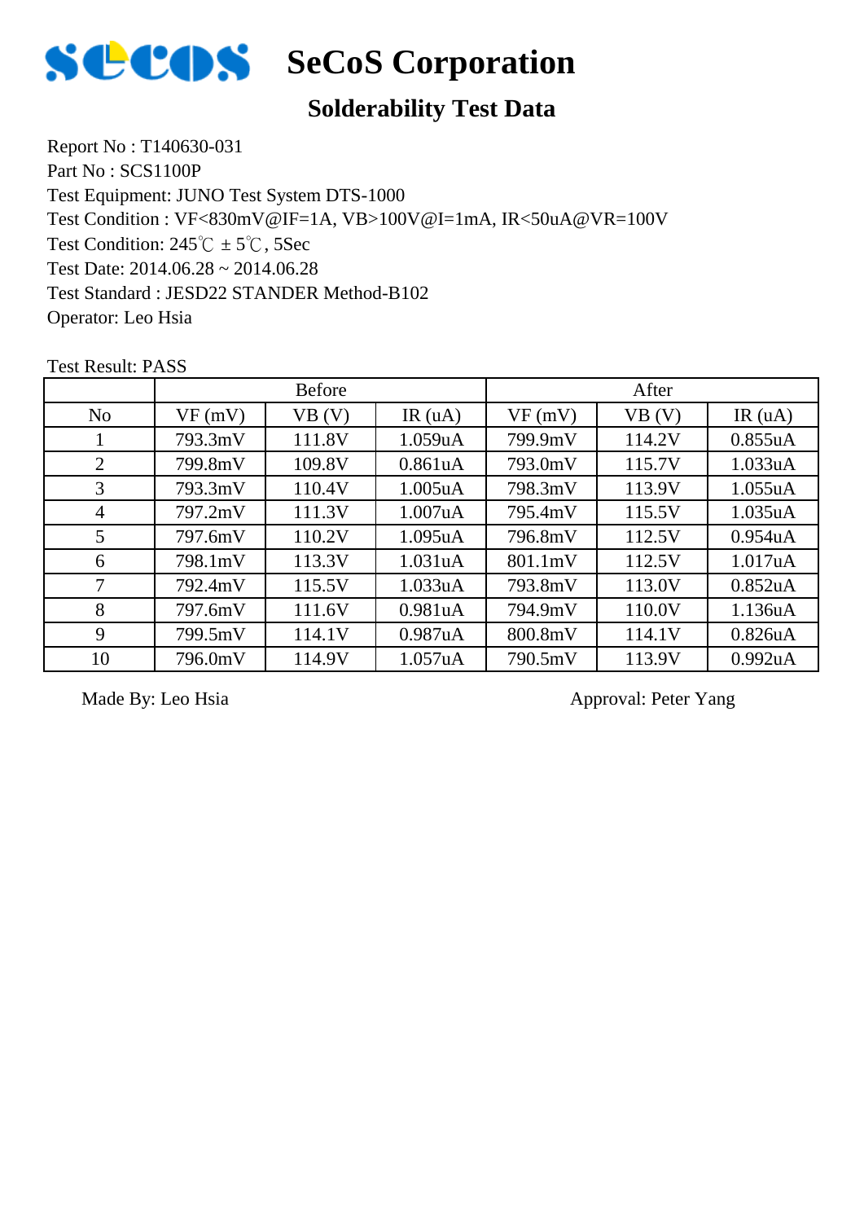# SeCoS Corporation

## Solderability Test Data

Report No : T140630-031
Part No : SCS1100P
Test Equipment: JUNO Test System DTS-1000
Test Condition : VF<830mV@IF=1A, VB>100V@I=1mA, IR<50uA@VR=100V
Test Condition: 245℃ ± 5℃, 5Sec
Test Date: 2014.06.28 ~ 2014.06.28
Test Standard : JESD22 STANDER Method-B102
Operator: Leo Hsia

Test Result: PASS

| | Before | | | After | | |
|---|---|---|---|---|---|---|
| No | VF (mV) | VB (V) | IR (uA) | VF (mV) | VB (V) | IR (uA) |
| 1 | 793.3mV | 111.8V | 1.059uA | 799.9mV | 114.2V | 0.855uA |
| 2 | 799.8mV | 109.8V | 0.861uA | 793.0mV | 115.7V | 1.033uA |
| 3 | 793.3mV | 110.4V | 1.005uA | 798.3mV | 113.9V | 1.055uA |
| 4 | 797.2mV | 111.3V | 1.007uA | 795.4mV | 115.5V | 1.035uA |
| 5 | 797.6mV | 110.2V | 1.095uA | 796.8mV | 112.5V | 0.954uA |
| 6 | 798.1mV | 113.3V | 1.031uA | 801.1mV | 112.5V | 1.017uA |
| 7 | 792.4mV | 115.5V | 1.033uA | 793.8mV | 113.0V | 0.852uA |
| 8 | 797.6mV | 111.6V | 0.981uA | 794.9mV | 110.0V | 1.136uA |
| 9 | 799.5mV | 114.1V | 0.987uA | 800.8mV | 114.1V | 0.826uA |
| 10 | 796.0mV | 114.9V | 1.057uA | 790.5mV | 113.9V | 0.992uA |

Made By: Leo Hsia                                        Approval: Peter Yang